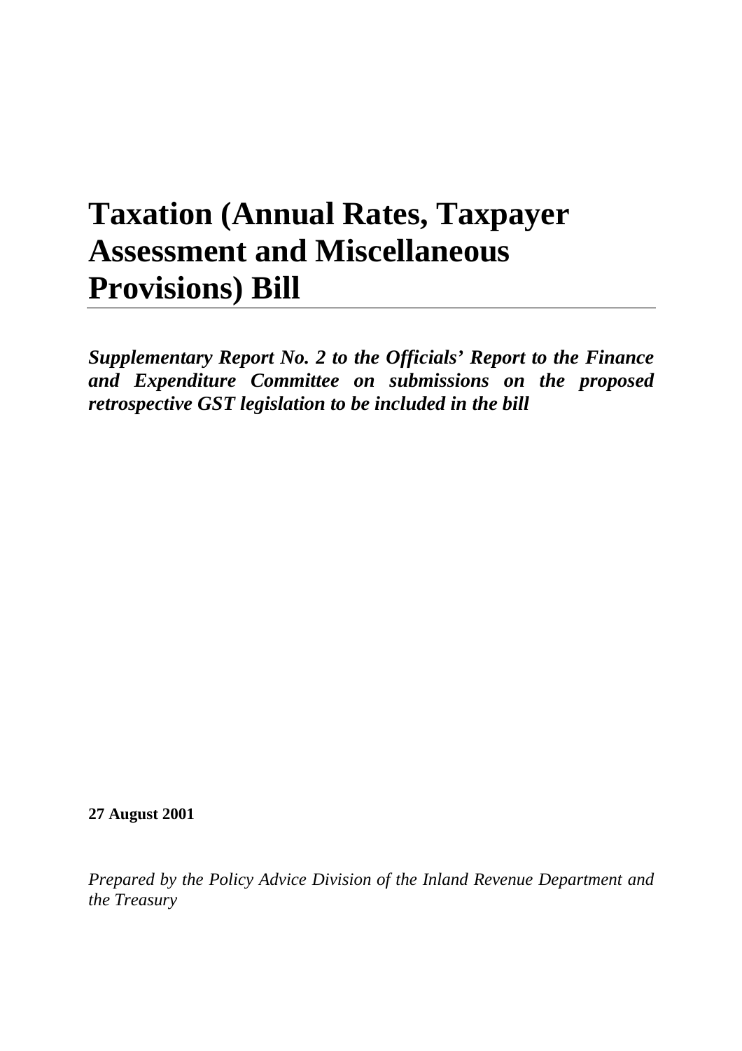# Taxation (Annual Rates, Taxpayer Assessment and Miscellaneous Provisions) Bill

***Supplementary Report No. 2 to the Officials' Report to the Finance and Expenditure Committee on submissions on the proposed retrospective GST legislation to be included in the bill***

**27 August 2001**

*Prepared by the Policy Advice Division of the Inland Revenue Department and the Treasury*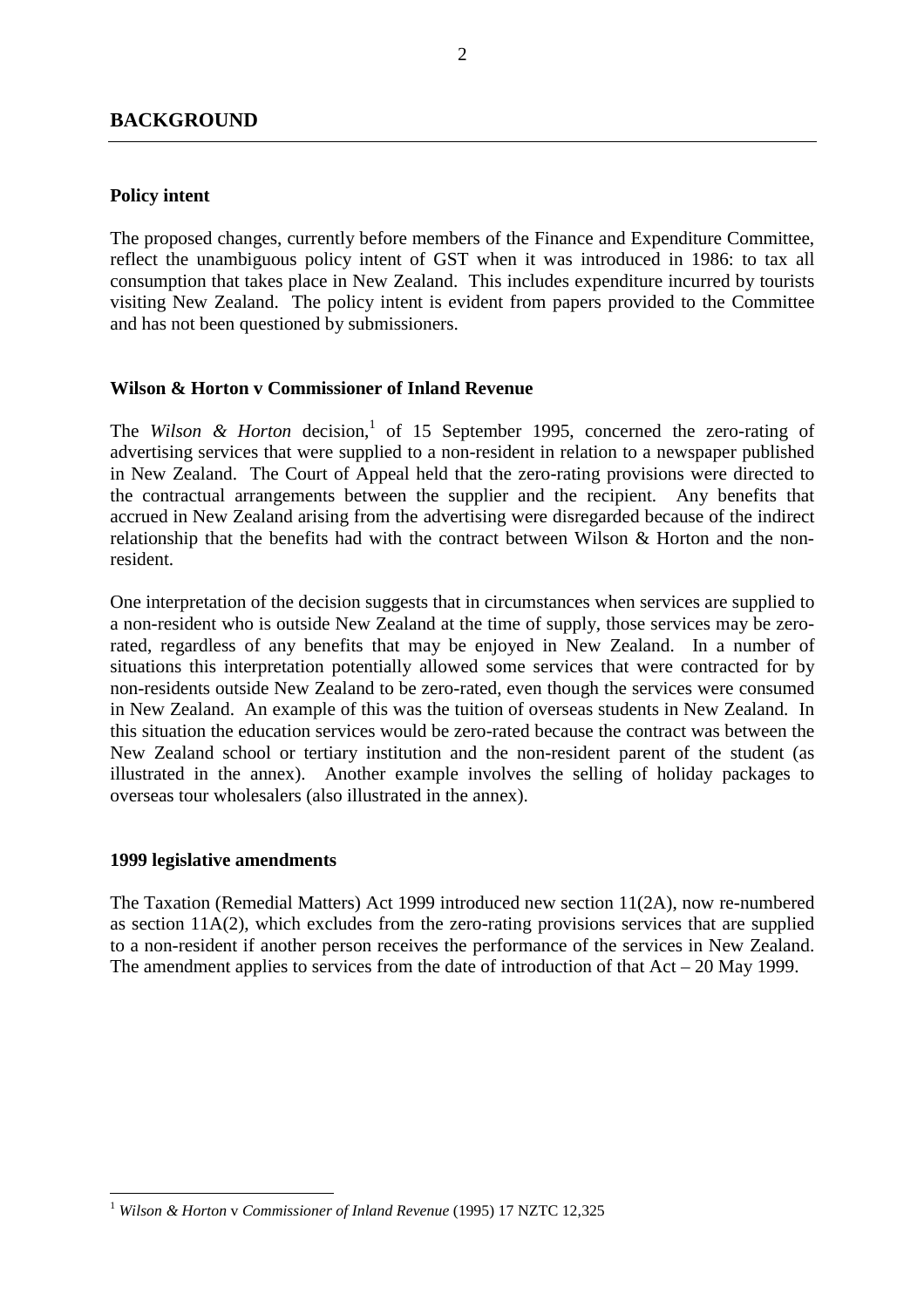## BACKGROUND

### Policy intent

The proposed changes, currently before members of the Finance and Expenditure Committee, reflect the unambiguous policy intent of GST when it was introduced in 1986: to tax all consumption that takes place in New Zealand. This includes expenditure incurred by tourists visiting New Zealand. The policy intent is evident from papers provided to the Committee and has not been questioned by submissioners.

### Wilson & Horton v Commissioner of Inland Revenue

The *Wilson & Horton* decision,[1] of 15 September 1995, concerned the zero-rating of advertising services that were supplied to a non-resident in relation to a newspaper published in New Zealand. The Court of Appeal held that the zero-rating provisions were directed to the contractual arrangements between the supplier and the recipient. Any benefits that accrued in New Zealand arising from the advertising were disregarded because of the indirect relationship that the benefits had with the contract between Wilson & Horton and the non-resident.

One interpretation of the decision suggests that in circumstances when services are supplied to a non-resident who is outside New Zealand at the time of supply, those services may be zero-rated, regardless of any benefits that may be enjoyed in New Zealand. In a number of situations this interpretation potentially allowed some services that were contracted for by non-residents outside New Zealand to be zero-rated, even though the services were consumed in New Zealand. An example of this was the tuition of overseas students in New Zealand. In this situation the education services would be zero-rated because the contract was between the New Zealand school or tertiary institution and the non-resident parent of the student (as illustrated in the annex). Another example involves the selling of holiday packages to overseas tour wholesalers (also illustrated in the annex).

### 1999 legislative amendments

The Taxation (Remedial Matters) Act 1999 introduced new section 11(2A), now re-numbered as section 11A(2), which excludes from the zero-rating provisions services that are supplied to a non-resident if another person receives the performance of the services in New Zealand. The amendment applies to services from the date of introduction of that Act – 20 May 1999.

---

[1] *Wilson & Horton* v *Commissioner of Inland Revenue* (1995) 17 NZTC 12,325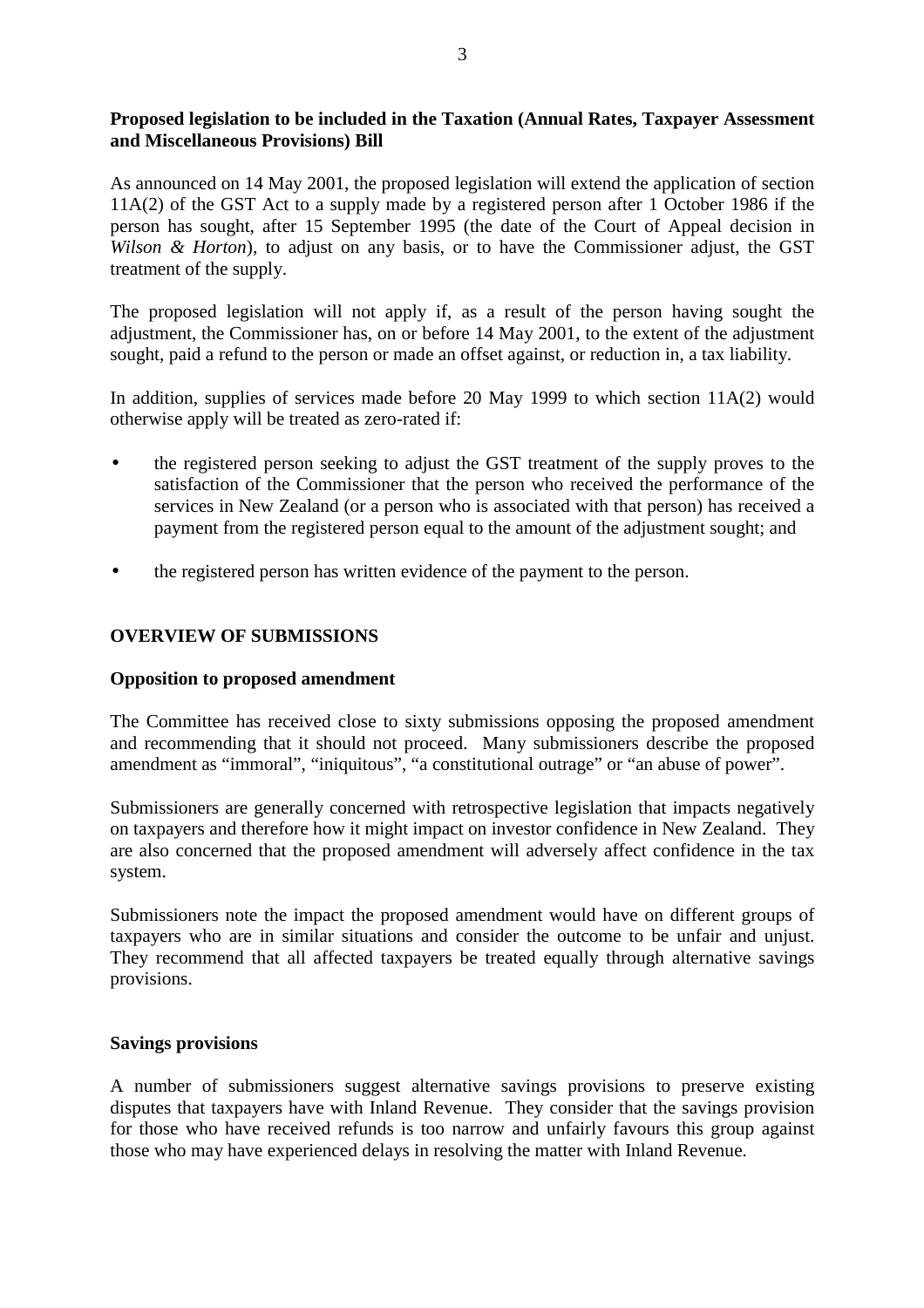**Proposed legislation to be included in the Taxation (Annual Rates, Taxpayer Assessment and Miscellaneous Provisions) Bill**

As announced on 14 May 2001, the proposed legislation will extend the application of section 11A(2) of the GST Act to a supply made by a registered person after 1 October 1986 if the person has sought, after 15 September 1995 (the date of the Court of Appeal decision in *Wilson & Horton*), to adjust on any basis, or to have the Commissioner adjust, the GST treatment of the supply.

The proposed legislation will not apply if, as a result of the person having sought the adjustment, the Commissioner has, on or before 14 May 2001, to the extent of the adjustment sought, paid a refund to the person or made an offset against, or reduction in, a tax liability.

In addition, supplies of services made before 20 May 1999 to which section 11A(2) would otherwise apply will be treated as zero-rated if:

- the registered person seeking to adjust the GST treatment of the supply proves to the satisfaction of the Commissioner that the person who received the performance of the services in New Zealand (or a person who is associated with that person) has received a payment from the registered person equal to the amount of the adjustment sought; and
- the registered person has written evidence of the payment to the person.

## OVERVIEW OF SUBMISSIONS

### Opposition to proposed amendment

The Committee has received close to sixty submissions opposing the proposed amendment and recommending that it should not proceed. Many submissioners describe the proposed amendment as "immoral", "iniquitous", "a constitutional outrage" or "an abuse of power".

Submissioners are generally concerned with retrospective legislation that impacts negatively on taxpayers and therefore how it might impact on investor confidence in New Zealand. They are also concerned that the proposed amendment will adversely affect confidence in the tax system.

Submissioners note the impact the proposed amendment would have on different groups of taxpayers who are in similar situations and consider the outcome to be unfair and unjust. They recommend that all affected taxpayers be treated equally through alternative savings provisions.

### Savings provisions

A number of submissioners suggest alternative savings provisions to preserve existing disputes that taxpayers have with Inland Revenue. They consider that the savings provision for those who have received refunds is too narrow and unfairly favours this group against those who may have experienced delays in resolving the matter with Inland Revenue.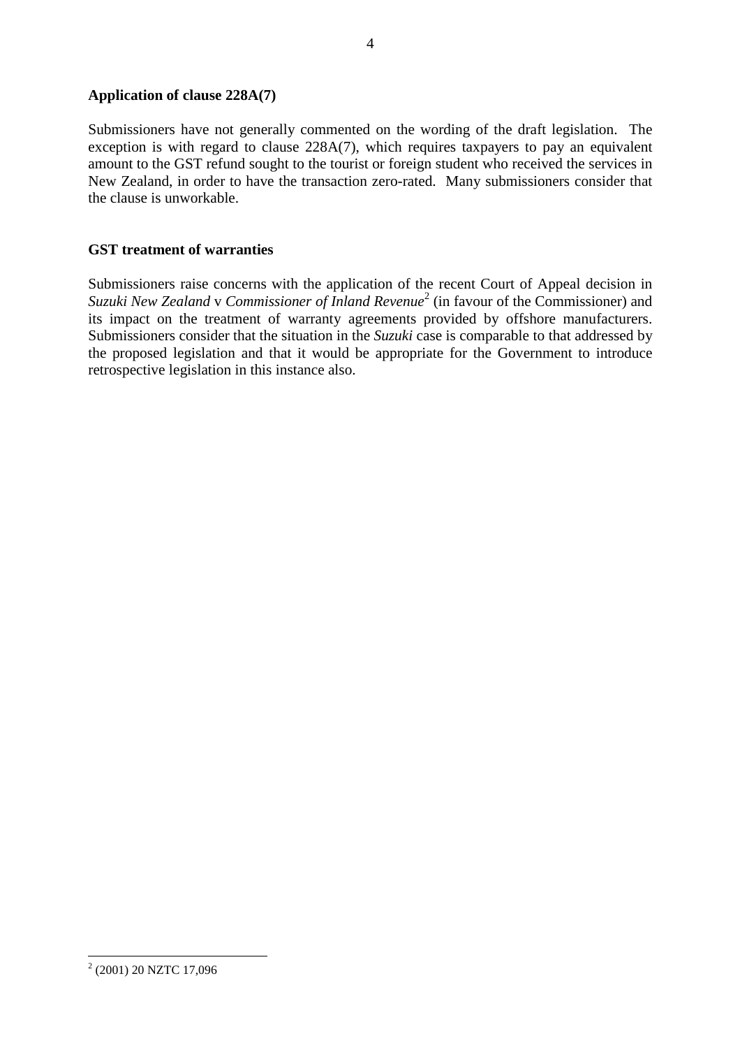### Application of clause 228A(7)

Submissioners have not generally commented on the wording of the draft legislation. The exception is with regard to clause 228A(7), which requires taxpayers to pay an equivalent amount to the GST refund sought to the tourist or foreign student who received the services in New Zealand, in order to have the transaction zero-rated. Many submissioners consider that the clause is unworkable.

### GST treatment of warranties

Submissioners raise concerns with the application of the recent Court of Appeal decision in *Suzuki New Zealand* v *Commissioner of Inland Revenue*[2] (in favour of the Commissioner) and its impact on the treatment of warranty agreements provided by offshore manufacturers. Submissioners consider that the situation in the *Suzuki* case is comparable to that addressed by the proposed legislation and that it would be appropriate for the Government to introduce retrospective legislation in this instance also.

---

[2] (2001) 20 NZTC 17,096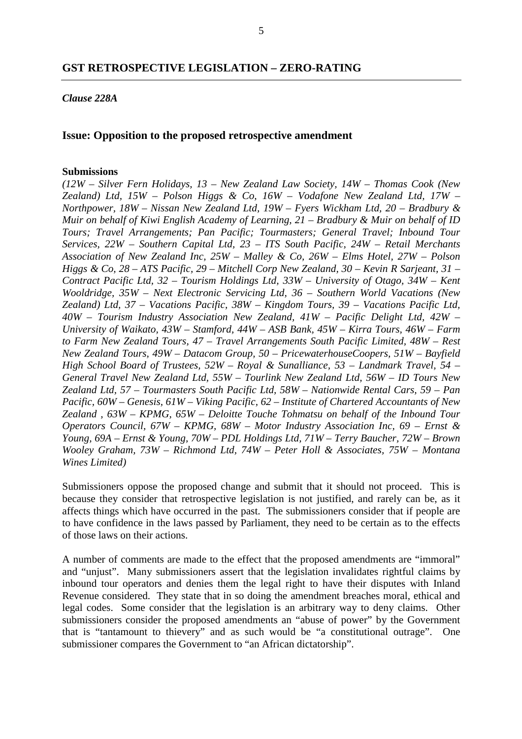## GST RETROSPECTIVE LEGISLATION – ZERO-RATING

***Clause 228A***

### Issue: Opposition to the proposed retrospective amendment

**Submissions**

*(12W – Silver Fern Holidays, 13 – New Zealand Law Society, 14W – Thomas Cook (New Zealand) Ltd, 15W – Polson Higgs & Co, 16W – Vodafone New Zealand Ltd, 17W – Northpower, 18W – Nissan New Zealand Ltd, 19W – Fyers Wickham Ltd, 20 – Bradbury & Muir on behalf of Kiwi English Academy of Learning, 21 – Bradbury & Muir on behalf of ID Tours; Travel Arrangements; Pan Pacific; Tourmasters; General Travel; Inbound Tour Services, 22W – Southern Capital Ltd, 23 – ITS South Pacific, 24W – Retail Merchants Association of New Zealand Inc, 25W – Malley & Co, 26W – Elms Hotel, 27W – Polson Higgs & Co, 28 – ATS Pacific, 29 – Mitchell Corp New Zealand, 30 – Kevin R Sarjeant, 31 – Contract Pacific Ltd, 32 – Tourism Holdings Ltd, 33W – University of Otago, 34W – Kent Wooldridge, 35W – Next Electronic Servicing Ltd, 36 – Southern World Vacations (New Zealand) Ltd, 37 – Vacations Pacific, 38W – Kingdom Tours, 39 – Vacations Pacific Ltd, 40W – Tourism Industry Association New Zealand, 41W – Pacific Delight Ltd, 42W – University of Waikato, 43W – Stamford, 44W – ASB Bank, 45W – Kirra Tours, 46W – Farm to Farm New Zealand Tours, 47 – Travel Arrangements South Pacific Limited, 48W – Rest New Zealand Tours, 49W – Datacom Group, 50 – PricewaterhouseCoopers, 51W – Bayfield High School Board of Trustees, 52W – Royal & Sunalliance, 53 – Landmark Travel, 54 – General Travel New Zealand Ltd, 55W – Tourlink New Zealand Ltd, 56W – ID Tours New Zealand Ltd, 57 – Tourmasters South Pacific Ltd, 58W – Nationwide Rental Cars, 59 – Pan Pacific, 60W – Genesis, 61W – Viking Pacific, 62 – Institute of Chartered Accountants of New Zealand , 63W – KPMG, 65W – Deloitte Touche Tohmatsu on behalf of the Inbound Tour Operators Council, 67W – KPMG, 68W – Motor Industry Association Inc, 69 – Ernst & Young, 69A – Ernst & Young, 70W – PDL Holdings Ltd, 71W – Terry Baucher, 72W – Brown Wooley Graham, 73W – Richmond Ltd, 74W – Peter Holl & Associates, 75W – Montana Wines Limited)*

Submissioners oppose the proposed change and submit that it should not proceed. This is because they consider that retrospective legislation is not justified, and rarely can be, as it affects things which have occurred in the past. The submissioners consider that if people are to have confidence in the laws passed by Parliament, they need to be certain as to the effects of those laws on their actions.

A number of comments are made to the effect that the proposed amendments are "immoral" and "unjust". Many submissioners assert that the legislation invalidates rightful claims by inbound tour operators and denies them the legal right to have their disputes with Inland Revenue considered. They state that in so doing the amendment breaches moral, ethical and legal codes. Some consider that the legislation is an arbitrary way to deny claims. Other submissioners consider the proposed amendments an "abuse of power" by the Government that is "tantamount to thievery" and as such would be "a constitutional outrage". One submissioner compares the Government to "an African dictatorship".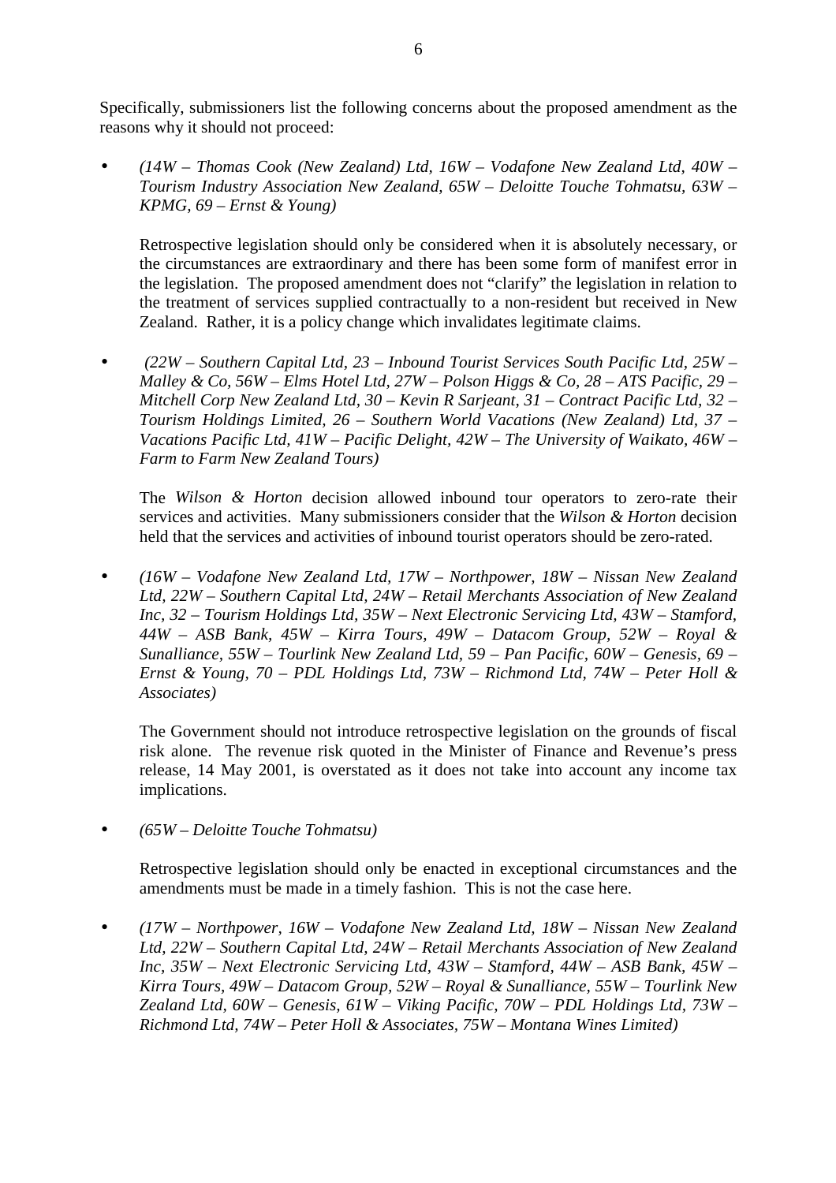Specifically, submissioners list the following concerns about the proposed amendment as the reasons why it should not proceed:

- *(14W – Thomas Cook (New Zealand) Ltd, 16W – Vodafone New Zealand Ltd, 40W – Tourism Industry Association New Zealand, 65W – Deloitte Touche Tohmatsu, 63W – KPMG, 69 – Ernst & Young)*

  Retrospective legislation should only be considered when it is absolutely necessary, or the circumstances are extraordinary and there has been some form of manifest error in the legislation. The proposed amendment does not "clarify" the legislation in relation to the treatment of services supplied contractually to a non-resident but received in New Zealand. Rather, it is a policy change which invalidates legitimate claims.

- *(22W – Southern Capital Ltd, 23 – Inbound Tourist Services South Pacific Ltd, 25W – Malley & Co, 56W – Elms Hotel Ltd, 27W – Polson Higgs & Co, 28 – ATS Pacific, 29 – Mitchell Corp New Zealand Ltd, 30 – Kevin R Sarjeant, 31 – Contract Pacific Ltd, 32 – Tourism Holdings Limited, 26 – Southern World Vacations (New Zealand) Ltd, 37 – Vacations Pacific Ltd, 41W – Pacific Delight, 42W – The University of Waikato, 46W – Farm to Farm New Zealand Tours)*

  The *Wilson & Horton* decision allowed inbound tour operators to zero-rate their services and activities. Many submissioners consider that the *Wilson & Horton* decision held that the services and activities of inbound tourist operators should be zero-rated.

- *(16W – Vodafone New Zealand Ltd, 17W – Northpower, 18W – Nissan New Zealand Ltd, 22W – Southern Capital Ltd, 24W – Retail Merchants Association of New Zealand Inc, 32 – Tourism Holdings Ltd, 35W – Next Electronic Servicing Ltd, 43W – Stamford, 44W – ASB Bank, 45W – Kirra Tours, 49W – Datacom Group, 52W – Royal & Sunalliance, 55W – Tourlink New Zealand Ltd, 59 – Pan Pacific, 60W – Genesis, 69 – Ernst & Young, 70 – PDL Holdings Ltd, 73W – Richmond Ltd, 74W – Peter Holl & Associates)*

  The Government should not introduce retrospective legislation on the grounds of fiscal risk alone. The revenue risk quoted in the Minister of Finance and Revenue's press release, 14 May 2001, is overstated as it does not take into account any income tax implications.

- *(65W – Deloitte Touche Tohmatsu)*

  Retrospective legislation should only be enacted in exceptional circumstances and the amendments must be made in a timely fashion. This is not the case here.

- *(17W – Northpower, 16W – Vodafone New Zealand Ltd, 18W – Nissan New Zealand Ltd, 22W – Southern Capital Ltd, 24W – Retail Merchants Association of New Zealand Inc, 35W – Next Electronic Servicing Ltd, 43W – Stamford, 44W – ASB Bank, 45W – Kirra Tours, 49W – Datacom Group, 52W – Royal & Sunalliance, 55W – Tourlink New Zealand Ltd, 60W – Genesis, 61W – Viking Pacific, 70W – PDL Holdings Ltd, 73W – Richmond Ltd, 74W – Peter Holl & Associates, 75W – Montana Wines Limited)*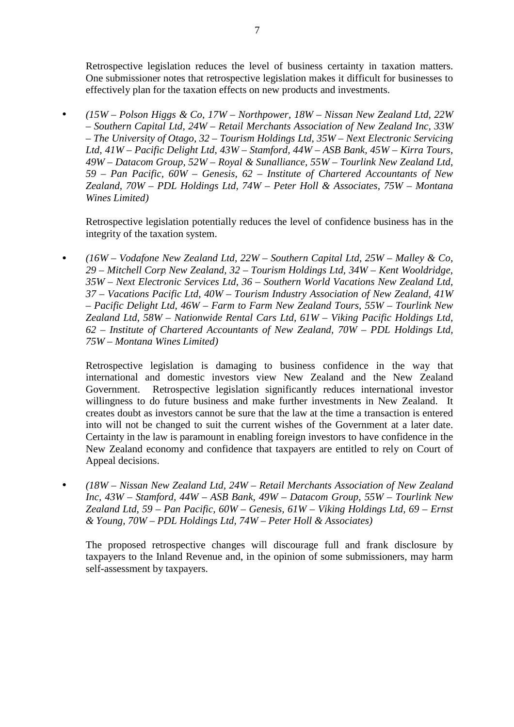Retrospective legislation reduces the level of business certainty in taxation matters. One submissioner notes that retrospective legislation makes it difficult for businesses to effectively plan for the taxation effects on new products and investments.

- *(15W – Polson Higgs & Co, 17W – Northpower, 18W – Nissan New Zealand Ltd, 22W – Southern Capital Ltd, 24W – Retail Merchants Association of New Zealand Inc, 33W – The University of Otago, 32 – Tourism Holdings Ltd, 35W – Next Electronic Servicing Ltd, 41W – Pacific Delight Ltd, 43W – Stamford, 44W – ASB Bank, 45W – Kirra Tours, 49W – Datacom Group, 52W – Royal & Sunalliance, 55W – Tourlink New Zealand Ltd, 59 – Pan Pacific, 60W – Genesis, 62 – Institute of Chartered Accountants of New Zealand, 70W – PDL Holdings Ltd, 74W – Peter Holl & Associates, 75W – Montana Wines Limited)*

  Retrospective legislation potentially reduces the level of confidence business has in the integrity of the taxation system.

- *(16W – Vodafone New Zealand Ltd, 22W – Southern Capital Ltd, 25W – Malley & Co, 29 – Mitchell Corp New Zealand, 32 – Tourism Holdings Ltd, 34W – Kent Wooldridge, 35W – Next Electronic Services Ltd, 36 – Southern World Vacations New Zealand Ltd, 37 – Vacations Pacific Ltd, 40W – Tourism Industry Association of New Zealand, 41W – Pacific Delight Ltd, 46W – Farm to Farm New Zealand Tours, 55W – Tourlink New Zealand Ltd, 58W – Nationwide Rental Cars Ltd, 61W – Viking Pacific Holdings Ltd, 62 – Institute of Chartered Accountants of New Zealand, 70W – PDL Holdings Ltd, 75W – Montana Wines Limited)*

  Retrospective legislation is damaging to business confidence in the way that international and domestic investors view New Zealand and the New Zealand Government. Retrospective legislation significantly reduces international investor willingness to do future business and make further investments in New Zealand. It creates doubt as investors cannot be sure that the law at the time a transaction is entered into will not be changed to suit the current wishes of the Government at a later date. Certainty in the law is paramount in enabling foreign investors to have confidence in the New Zealand economy and confidence that taxpayers are entitled to rely on Court of Appeal decisions.

- *(18W – Nissan New Zealand Ltd, 24W – Retail Merchants Association of New Zealand Inc, 43W – Stamford, 44W – ASB Bank, 49W – Datacom Group, 55W – Tourlink New Zealand Ltd, 59 – Pan Pacific, 60W – Genesis, 61W – Viking Holdings Ltd, 69 – Ernst & Young, 70W – PDL Holdings Ltd, 74W – Peter Holl & Associates)*

  The proposed retrospective changes will discourage full and frank disclosure by taxpayers to the Inland Revenue and, in the opinion of some submissioners, may harm self-assessment by taxpayers.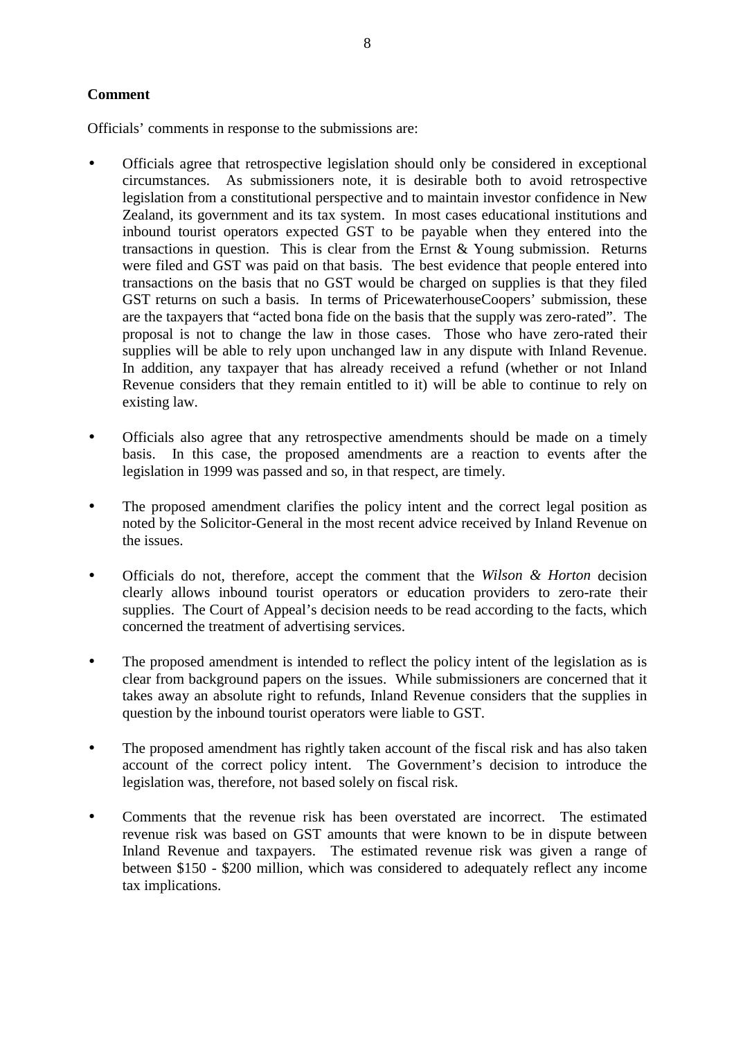**Comment**

Officials' comments in response to the submissions are:

- Officials agree that retrospective legislation should only be considered in exceptional circumstances. As submissioners note, it is desirable both to avoid retrospective legislation from a constitutional perspective and to maintain investor confidence in New Zealand, its government and its tax system. In most cases educational institutions and inbound tourist operators expected GST to be payable when they entered into the transactions in question. This is clear from the Ernst & Young submission. Returns were filed and GST was paid on that basis. The best evidence that people entered into transactions on the basis that no GST would be charged on supplies is that they filed GST returns on such a basis. In terms of PricewaterhouseCoopers' submission, these are the taxpayers that "acted bona fide on the basis that the supply was zero-rated". The proposal is not to change the law in those cases. Those who have zero-rated their supplies will be able to rely upon unchanged law in any dispute with Inland Revenue. In addition, any taxpayer that has already received a refund (whether or not Inland Revenue considers that they remain entitled to it) will be able to continue to rely on existing law.

- Officials also agree that any retrospective amendments should be made on a timely basis. In this case, the proposed amendments are a reaction to events after the legislation in 1999 was passed and so, in that respect, are timely.

- The proposed amendment clarifies the policy intent and the correct legal position as noted by the Solicitor-General in the most recent advice received by Inland Revenue on the issues.

- Officials do not, therefore, accept the comment that the *Wilson & Horton* decision clearly allows inbound tourist operators or education providers to zero-rate their supplies. The Court of Appeal's decision needs to be read according to the facts, which concerned the treatment of advertising services.

- The proposed amendment is intended to reflect the policy intent of the legislation as is clear from background papers on the issues. While submissioners are concerned that it takes away an absolute right to refunds, Inland Revenue considers that the supplies in question by the inbound tourist operators were liable to GST.

- The proposed amendment has rightly taken account of the fiscal risk and has also taken account of the correct policy intent. The Government's decision to introduce the legislation was, therefore, not based solely on fiscal risk.

- Comments that the revenue risk has been overstated are incorrect. The estimated revenue risk was based on GST amounts that were known to be in dispute between Inland Revenue and taxpayers. The estimated revenue risk was given a range of between $150 - $200 million, which was considered to adequately reflect any income tax implications.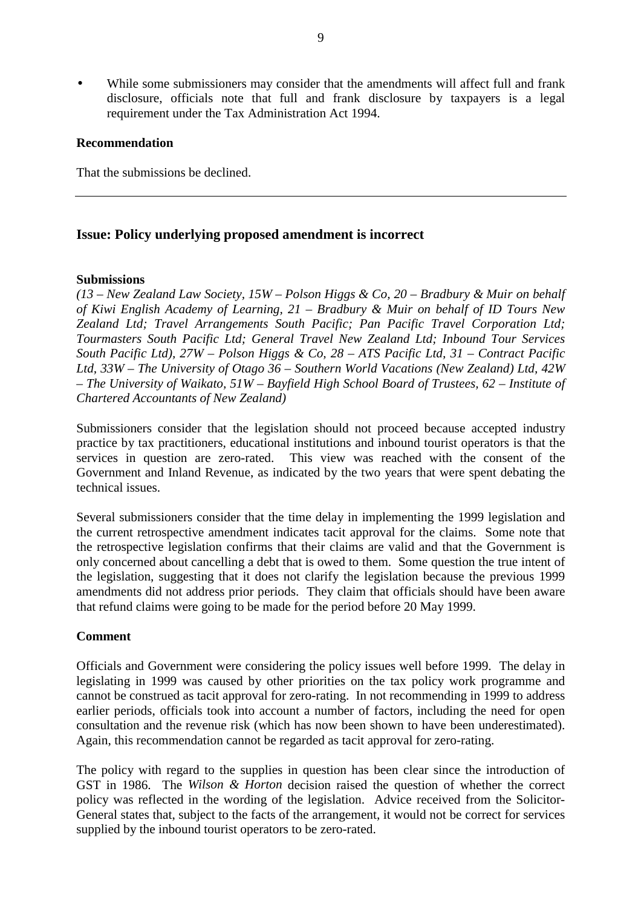- While some submissioners may consider that the amendments will affect full and frank disclosure, officials note that full and frank disclosure by taxpayers is a legal requirement under the Tax Administration Act 1994.

**Recommendation**

That the submissions be declined.

---

### Issue: Policy underlying proposed amendment is incorrect

**Submissions**

*(13 – New Zealand Law Society, 15W – Polson Higgs & Co, 20 – Bradbury & Muir on behalf of Kiwi English Academy of Learning, 21 – Bradbury & Muir on behalf of ID Tours New Zealand Ltd; Travel Arrangements South Pacific; Pan Pacific Travel Corporation Ltd; Tourmasters South Pacific Ltd; General Travel New Zealand Ltd; Inbound Tour Services South Pacific Ltd), 27W – Polson Higgs & Co, 28 – ATS Pacific Ltd, 31 – Contract Pacific Ltd, 33W – The University of Otago 36 – Southern World Vacations (New Zealand) Ltd, 42W – The University of Waikato, 51W – Bayfield High School Board of Trustees, 62 – Institute of Chartered Accountants of New Zealand)*

Submissioners consider that the legislation should not proceed because accepted industry practice by tax practitioners, educational institutions and inbound tourist operators is that the services in question are zero-rated. This view was reached with the consent of the Government and Inland Revenue, as indicated by the two years that were spent debating the technical issues.

Several submissioners consider that the time delay in implementing the 1999 legislation and the current retrospective amendment indicates tacit approval for the claims. Some note that the retrospective legislation confirms that their claims are valid and that the Government is only concerned about cancelling a debt that is owed to them. Some question the true intent of the legislation, suggesting that it does not clarify the legislation because the previous 1999 amendments did not address prior periods. They claim that officials should have been aware that refund claims were going to be made for the period before 20 May 1999.

**Comment**

Officials and Government were considering the policy issues well before 1999. The delay in legislating in 1999 was caused by other priorities on the tax policy work programme and cannot be construed as tacit approval for zero-rating. In not recommending in 1999 to address earlier periods, officials took into account a number of factors, including the need for open consultation and the revenue risk (which has now been shown to have been underestimated). Again, this recommendation cannot be regarded as tacit approval for zero-rating.

The policy with regard to the supplies in question has been clear since the introduction of GST in 1986. The *Wilson & Horton* decision raised the question of whether the correct policy was reflected in the wording of the legislation. Advice received from the Solicitor-General states that, subject to the facts of the arrangement, it would not be correct for services supplied by the inbound tourist operators to be zero-rated.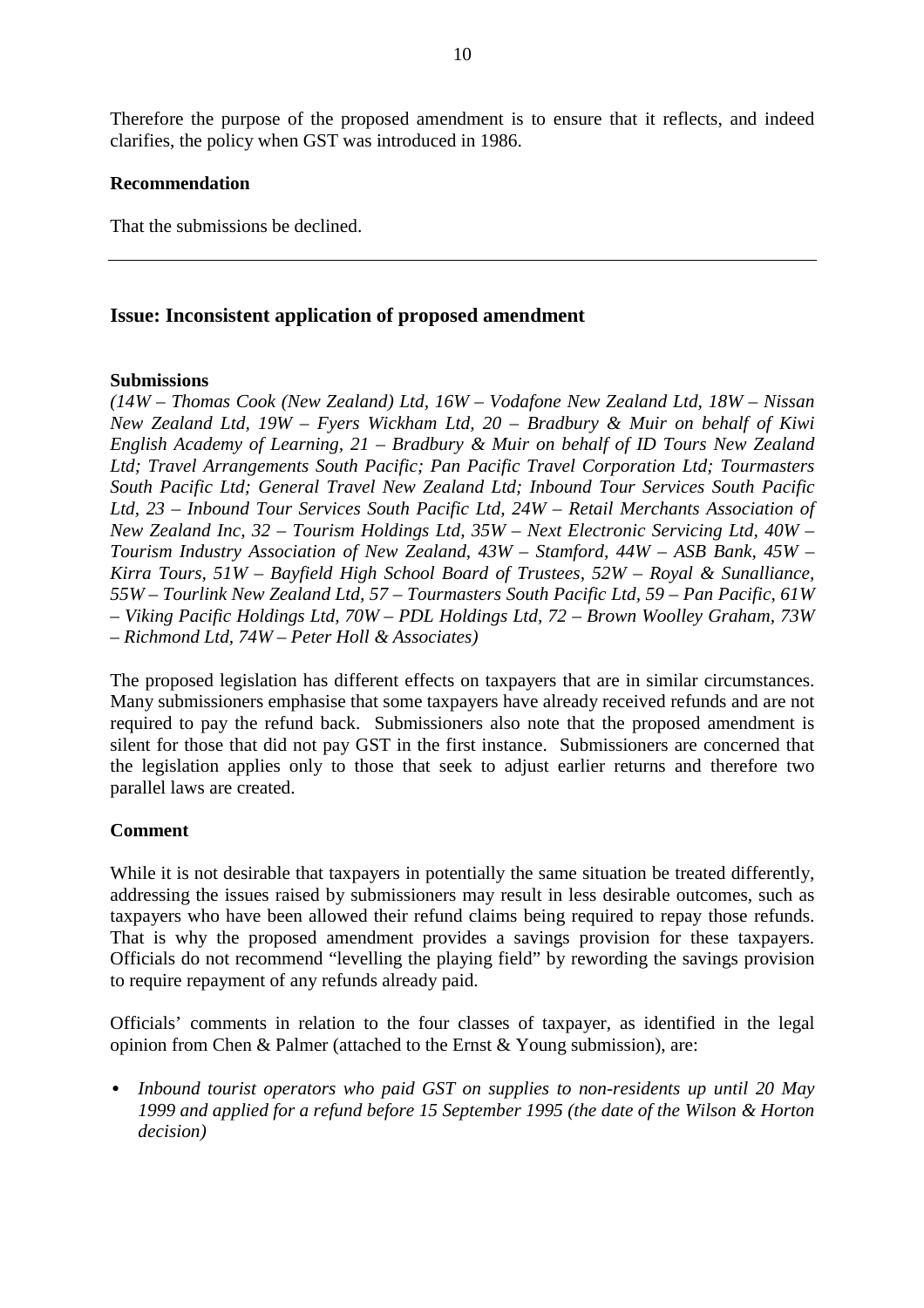Therefore the purpose of the proposed amendment is to ensure that it reflects, and indeed clarifies, the policy when GST was introduced in 1986.

**Recommendation**

That the submissions be declined.

---

### Issue: Inconsistent application of proposed amendment

**Submissions**

*(14W – Thomas Cook (New Zealand) Ltd, 16W – Vodafone New Zealand Ltd, 18W – Nissan New Zealand Ltd, 19W – Fyers Wickham Ltd, 20 – Bradbury & Muir on behalf of Kiwi English Academy of Learning, 21 – Bradbury & Muir on behalf of ID Tours New Zealand Ltd; Travel Arrangements South Pacific; Pan Pacific Travel Corporation Ltd; Tourmasters South Pacific Ltd; General Travel New Zealand Ltd; Inbound Tour Services South Pacific Ltd, 23 – Inbound Tour Services South Pacific Ltd, 24W – Retail Merchants Association of New Zealand Inc, 32 – Tourism Holdings Ltd, 35W – Next Electronic Servicing Ltd, 40W – Tourism Industry Association of New Zealand, 43W – Stamford, 44W – ASB Bank, 45W – Kirra Tours, 51W – Bayfield High School Board of Trustees, 52W – Royal & Sunalliance, 55W – Tourlink New Zealand Ltd, 57 – Tourmasters South Pacific Ltd, 59 – Pan Pacific, 61W – Viking Pacific Holdings Ltd, 70W – PDL Holdings Ltd, 72 – Brown Woolley Graham, 73W – Richmond Ltd, 74W – Peter Holl & Associates)*

The proposed legislation has different effects on taxpayers that are in similar circumstances. Many submissioners emphasise that some taxpayers have already received refunds and are not required to pay the refund back. Submissioners also note that the proposed amendment is silent for those that did not pay GST in the first instance. Submissioners are concerned that the legislation applies only to those that seek to adjust earlier returns and therefore two parallel laws are created.

**Comment**

While it is not desirable that taxpayers in potentially the same situation be treated differently, addressing the issues raised by submissioners may result in less desirable outcomes, such as taxpayers who have been allowed their refund claims being required to repay those refunds. That is why the proposed amendment provides a savings provision for these taxpayers. Officials do not recommend "levelling the playing field" by rewording the savings provision to require repayment of any refunds already paid.

Officials' comments in relation to the four classes of taxpayer, as identified in the legal opinion from Chen & Palmer (attached to the Ernst & Young submission), are:

- *Inbound tourist operators who paid GST on supplies to non-residents up until 20 May 1999 and applied for a refund before 15 September 1995 (the date of the Wilson & Horton decision)*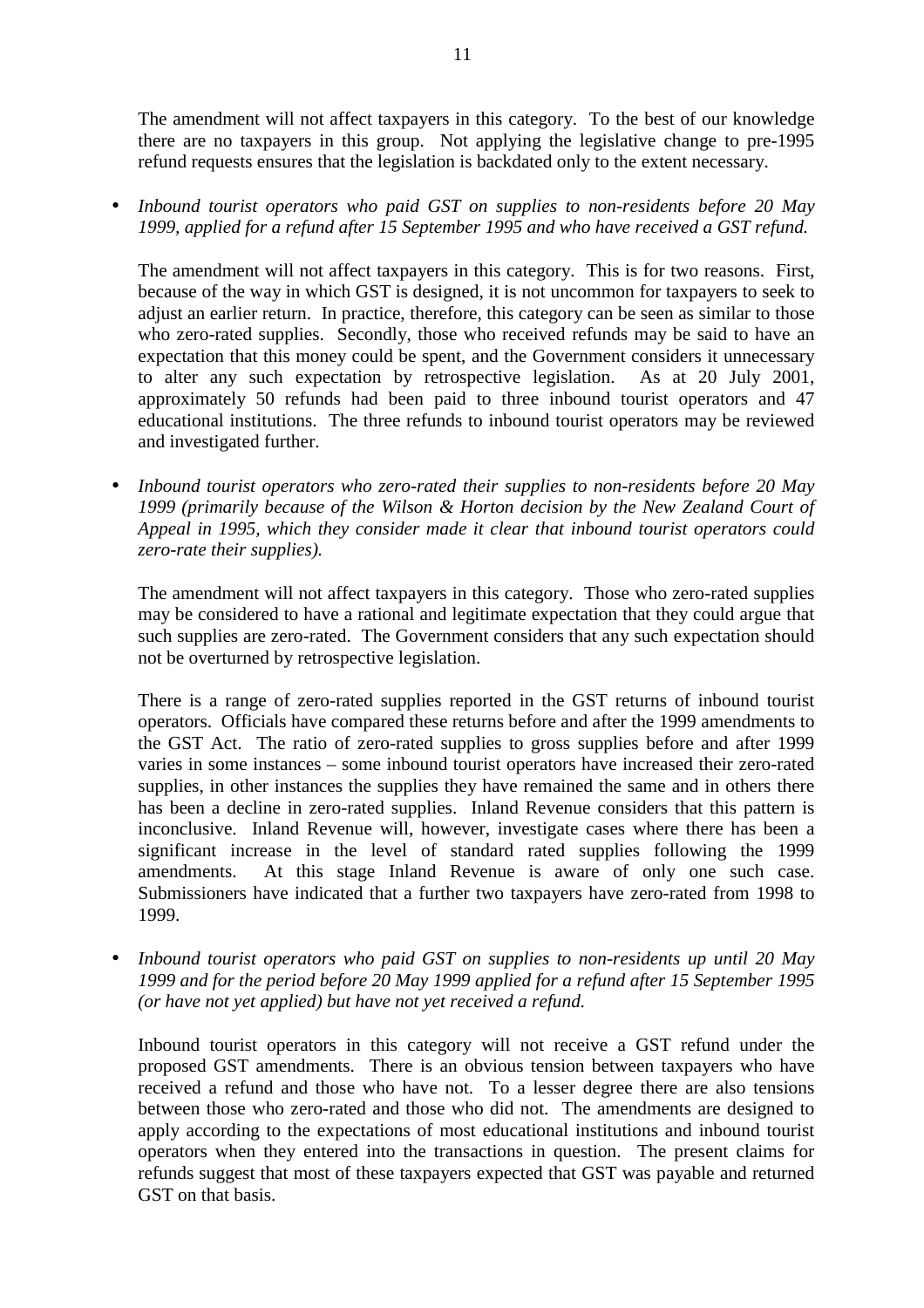The amendment will not affect taxpayers in this category. To the best of our knowledge there are no taxpayers in this group. Not applying the legislative change to pre-1995 refund requests ensures that the legislation is backdated only to the extent necessary.

- *Inbound tourist operators who paid GST on supplies to non-residents before 20 May 1999, applied for a refund after 15 September 1995 and who have received a GST refund.*

  The amendment will not affect taxpayers in this category. This is for two reasons. First, because of the way in which GST is designed, it is not uncommon for taxpayers to seek to adjust an earlier return. In practice, therefore, this category can be seen as similar to those who zero-rated supplies. Secondly, those who received refunds may be said to have an expectation that this money could be spent, and the Government considers it unnecessary to alter any such expectation by retrospective legislation. As at 20 July 2001, approximately 50 refunds had been paid to three inbound tourist operators and 47 educational institutions. The three refunds to inbound tourist operators may be reviewed and investigated further.

- *Inbound tourist operators who zero-rated their supplies to non-residents before 20 May 1999 (primarily because of the Wilson & Horton decision by the New Zealand Court of Appeal in 1995, which they consider made it clear that inbound tourist operators could zero-rate their supplies).*

  The amendment will not affect taxpayers in this category. Those who zero-rated supplies may be considered to have a rational and legitimate expectation that they could argue that such supplies are zero-rated. The Government considers that any such expectation should not be overturned by retrospective legislation.

  There is a range of zero-rated supplies reported in the GST returns of inbound tourist operators. Officials have compared these returns before and after the 1999 amendments to the GST Act. The ratio of zero-rated supplies to gross supplies before and after 1999 varies in some instances – some inbound tourist operators have increased their zero-rated supplies, in other instances the supplies they have remained the same and in others there has been a decline in zero-rated supplies. Inland Revenue considers that this pattern is inconclusive. Inland Revenue will, however, investigate cases where there has been a significant increase in the level of standard rated supplies following the 1999 amendments. At this stage Inland Revenue is aware of only one such case. Submissioners have indicated that a further two taxpayers have zero-rated from 1998 to 1999.

- *Inbound tourist operators who paid GST on supplies to non-residents up until 20 May 1999 and for the period before 20 May 1999 applied for a refund after 15 September 1995 (or have not yet applied) but have not yet received a refund.*

  Inbound tourist operators in this category will not receive a GST refund under the proposed GST amendments. There is an obvious tension between taxpayers who have received a refund and those who have not. To a lesser degree there are also tensions between those who zero-rated and those who did not. The amendments are designed to apply according to the expectations of most educational institutions and inbound tourist operators when they entered into the transactions in question. The present claims for refunds suggest that most of these taxpayers expected that GST was payable and returned GST on that basis.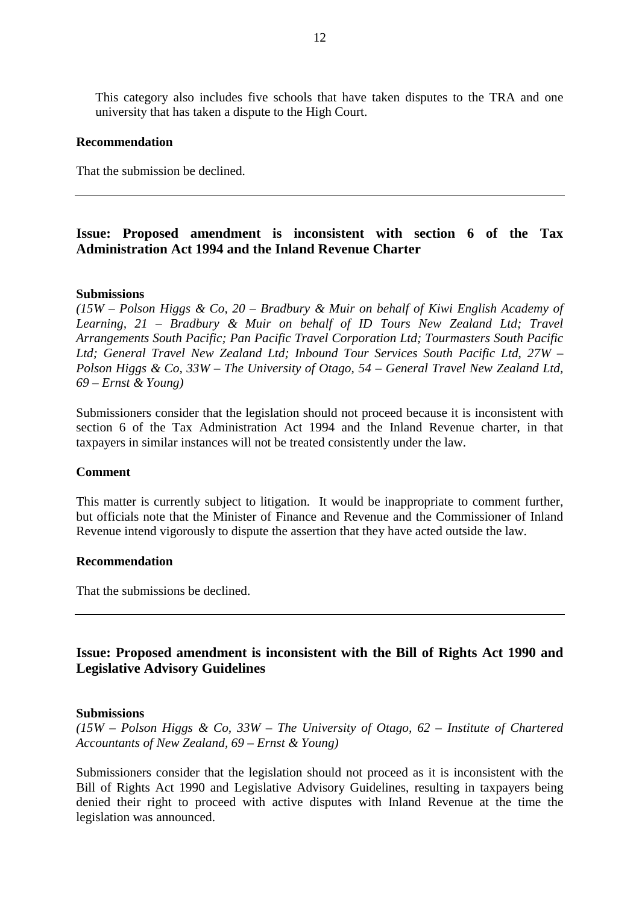This category also includes five schools that have taken disputes to the TRA and one university that has taken a dispute to the High Court.

**Recommendation**

That the submission be declined.

---

## Issue: Proposed amendment is inconsistent with section 6 of the Tax Administration Act 1994 and the Inland Revenue Charter

**Submissions**

*(15W – Polson Higgs & Co, 20 – Bradbury & Muir on behalf of Kiwi English Academy of Learning, 21 – Bradbury & Muir on behalf of ID Tours New Zealand Ltd; Travel Arrangements South Pacific; Pan Pacific Travel Corporation Ltd; Tourmasters South Pacific Ltd; General Travel New Zealand Ltd; Inbound Tour Services South Pacific Ltd, 27W – Polson Higgs & Co, 33W – The University of Otago, 54 – General Travel New Zealand Ltd, 69 – Ernst & Young)*

Submissioners consider that the legislation should not proceed because it is inconsistent with section 6 of the Tax Administration Act 1994 and the Inland Revenue charter, in that taxpayers in similar instances will not be treated consistently under the law.

**Comment**

This matter is currently subject to litigation. It would be inappropriate to comment further, but officials note that the Minister of Finance and Revenue and the Commissioner of Inland Revenue intend vigorously to dispute the assertion that they have acted outside the law.

**Recommendation**

That the submissions be declined.

---

## Issue: Proposed amendment is inconsistent with the Bill of Rights Act 1990 and Legislative Advisory Guidelines

**Submissions**

*(15W – Polson Higgs & Co, 33W – The University of Otago, 62 – Institute of Chartered Accountants of New Zealand, 69 – Ernst & Young)*

Submissioners consider that the legislation should not proceed as it is inconsistent with the Bill of Rights Act 1990 and Legislative Advisory Guidelines, resulting in taxpayers being denied their right to proceed with active disputes with Inland Revenue at the time the legislation was announced.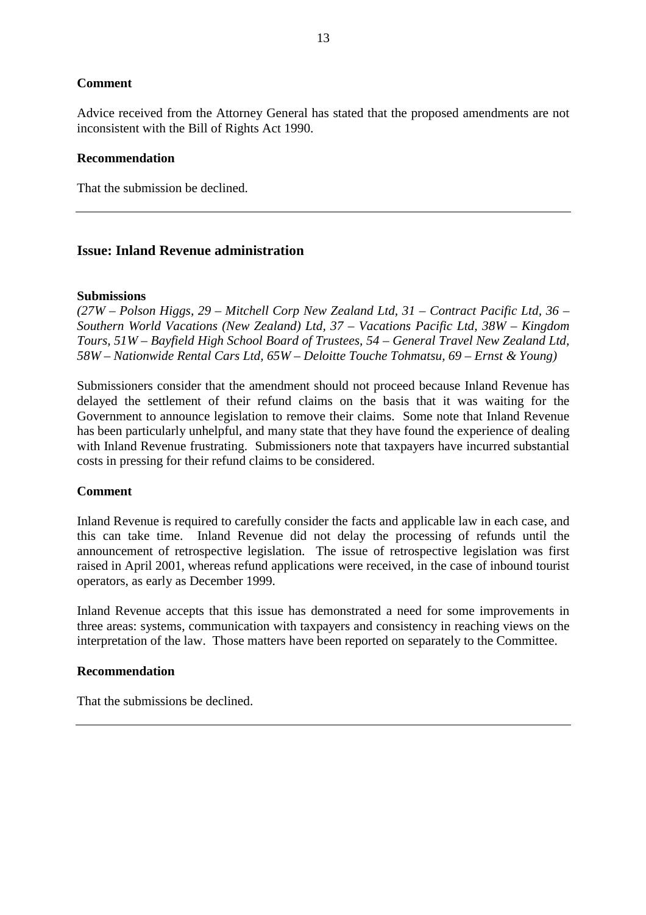**Comment**

Advice received from the Attorney General has stated that the proposed amendments are not inconsistent with the Bill of Rights Act 1990.

**Recommendation**

That the submission be declined.

---

## Issue: Inland Revenue administration

**Submissions**

*(27W – Polson Higgs, 29 – Mitchell Corp New Zealand Ltd, 31 – Contract Pacific Ltd, 36 – Southern World Vacations (New Zealand) Ltd, 37 – Vacations Pacific Ltd, 38W – Kingdom Tours, 51W – Bayfield High School Board of Trustees, 54 – General Travel New Zealand Ltd, 58W – Nationwide Rental Cars Ltd, 65W – Deloitte Touche Tohmatsu, 69 – Ernst & Young)*

Submissioners consider that the amendment should not proceed because Inland Revenue has delayed the settlement of their refund claims on the basis that it was waiting for the Government to announce legislation to remove their claims. Some note that Inland Revenue has been particularly unhelpful, and many state that they have found the experience of dealing with Inland Revenue frustrating. Submissioners note that taxpayers have incurred substantial costs in pressing for their refund claims to be considered.

**Comment**

Inland Revenue is required to carefully consider the facts and applicable law in each case, and this can take time. Inland Revenue did not delay the processing of refunds until the announcement of retrospective legislation. The issue of retrospective legislation was first raised in April 2001, whereas refund applications were received, in the case of inbound tourist operators, as early as December 1999.

Inland Revenue accepts that this issue has demonstrated a need for some improvements in three areas: systems, communication with taxpayers and consistency in reaching views on the interpretation of the law. Those matters have been reported on separately to the Committee.

**Recommendation**

That the submissions be declined.

---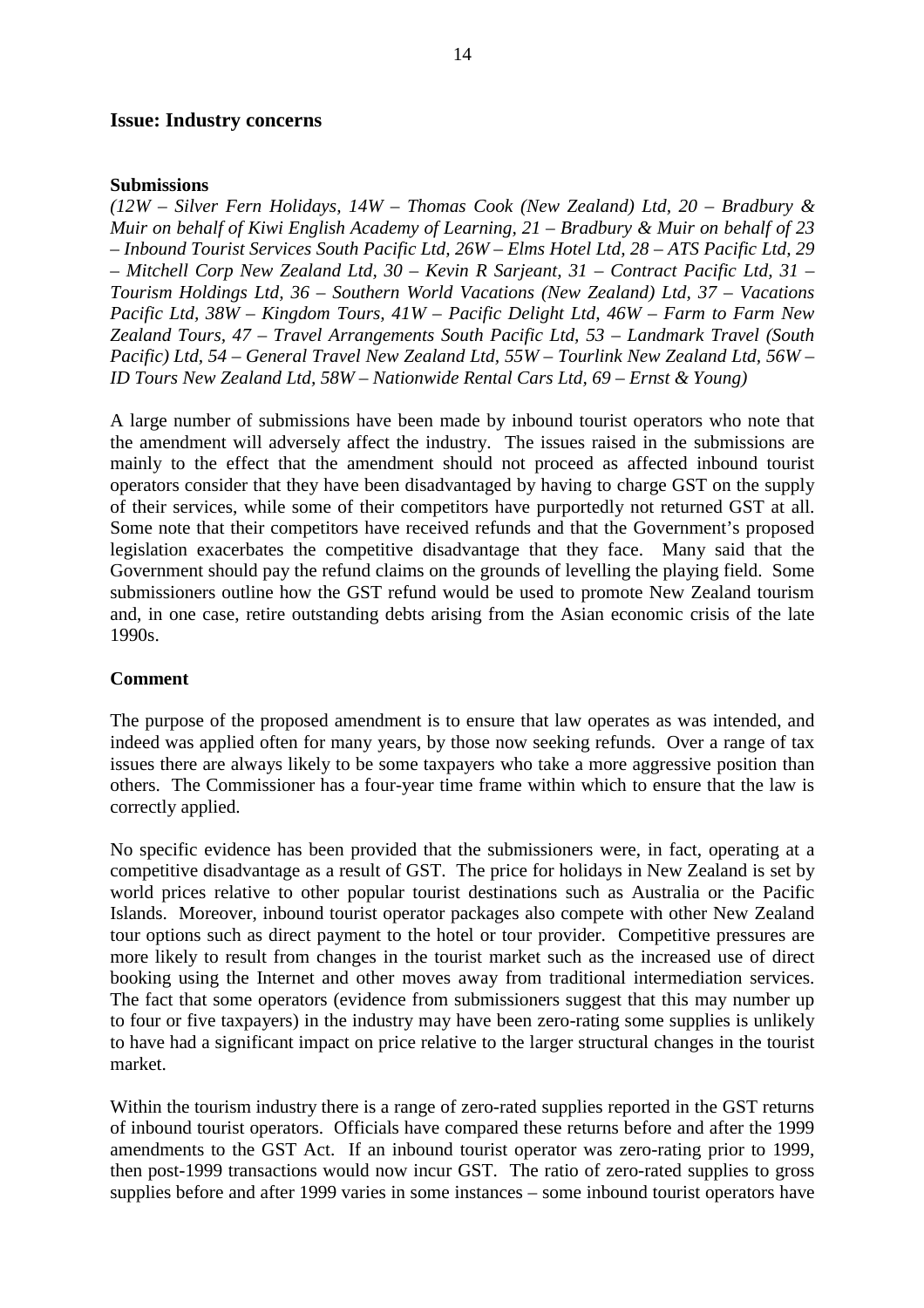## Issue: Industry concerns

**Submissions**

*(12W – Silver Fern Holidays, 14W – Thomas Cook (New Zealand) Ltd, 20 – Bradbury & Muir on behalf of Kiwi English Academy of Learning, 21 – Bradbury & Muir on behalf of 23 – Inbound Tourist Services South Pacific Ltd, 26W – Elms Hotel Ltd, 28 – ATS Pacific Ltd, 29 – Mitchell Corp New Zealand Ltd, 30 – Kevin R Sarjeant, 31 – Contract Pacific Ltd, 31 – Tourism Holdings Ltd, 36 – Southern World Vacations (New Zealand) Ltd, 37 – Vacations Pacific Ltd, 38W – Kingdom Tours, 41W – Pacific Delight Ltd, 46W – Farm to Farm New Zealand Tours, 47 – Travel Arrangements South Pacific Ltd, 53 – Landmark Travel (South Pacific) Ltd, 54 – General Travel New Zealand Ltd, 55W – Tourlink New Zealand Ltd, 56W – ID Tours New Zealand Ltd, 58W – Nationwide Rental Cars Ltd, 69 – Ernst & Young)*

A large number of submissions have been made by inbound tourist operators who note that the amendment will adversely affect the industry. The issues raised in the submissions are mainly to the effect that the amendment should not proceed as affected inbound tourist operators consider that they have been disadvantaged by having to charge GST on the supply of their services, while some of their competitors have purportedly not returned GST at all. Some note that their competitors have received refunds and that the Government's proposed legislation exacerbates the competitive disadvantage that they face. Many said that the Government should pay the refund claims on the grounds of levelling the playing field. Some submissioners outline how the GST refund would be used to promote New Zealand tourism and, in one case, retire outstanding debts arising from the Asian economic crisis of the late 1990s.

**Comment**

The purpose of the proposed amendment is to ensure that law operates as was intended, and indeed was applied often for many years, by those now seeking refunds. Over a range of tax issues there are always likely to be some taxpayers who take a more aggressive position than others. The Commissioner has a four-year time frame within which to ensure that the law is correctly applied.

No specific evidence has been provided that the submissioners were, in fact, operating at a competitive disadvantage as a result of GST. The price for holidays in New Zealand is set by world prices relative to other popular tourist destinations such as Australia or the Pacific Islands. Moreover, inbound tourist operator packages also compete with other New Zealand tour options such as direct payment to the hotel or tour provider. Competitive pressures are more likely to result from changes in the tourist market such as the increased use of direct booking using the Internet and other moves away from traditional intermediation services. The fact that some operators (evidence from submissioners suggest that this may number up to four or five taxpayers) in the industry may have been zero-rating some supplies is unlikely to have had a significant impact on price relative to the larger structural changes in the tourist market.

Within the tourism industry there is a range of zero-rated supplies reported in the GST returns of inbound tourist operators. Officials have compared these returns before and after the 1999 amendments to the GST Act. If an inbound tourist operator was zero-rating prior to 1999, then post-1999 transactions would now incur GST. The ratio of zero-rated supplies to gross supplies before and after 1999 varies in some instances – some inbound tourist operators have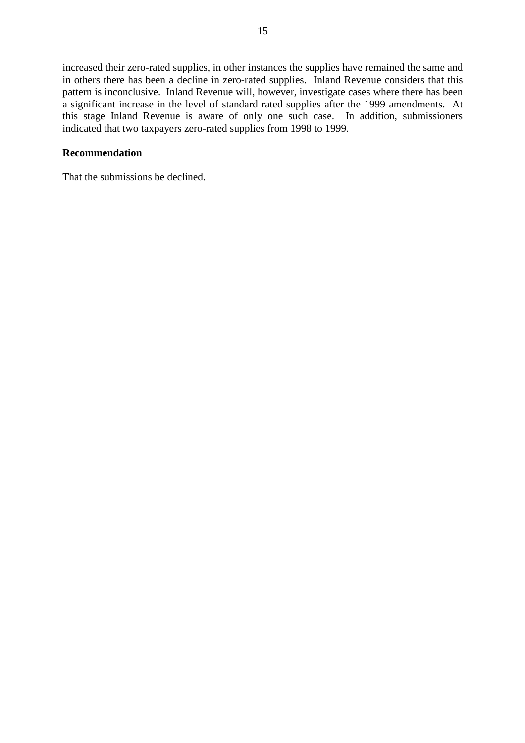increased their zero-rated supplies, in other instances the supplies have remained the same and in others there has been a decline in zero-rated supplies. Inland Revenue considers that this pattern is inconclusive. Inland Revenue will, however, investigate cases where there has been a significant increase in the level of standard rated supplies after the 1999 amendments. At this stage Inland Revenue is aware of only one such case. In addition, submissioners indicated that two taxpayers zero-rated supplies from 1998 to 1999.

**Recommendation**

That the submissions be declined.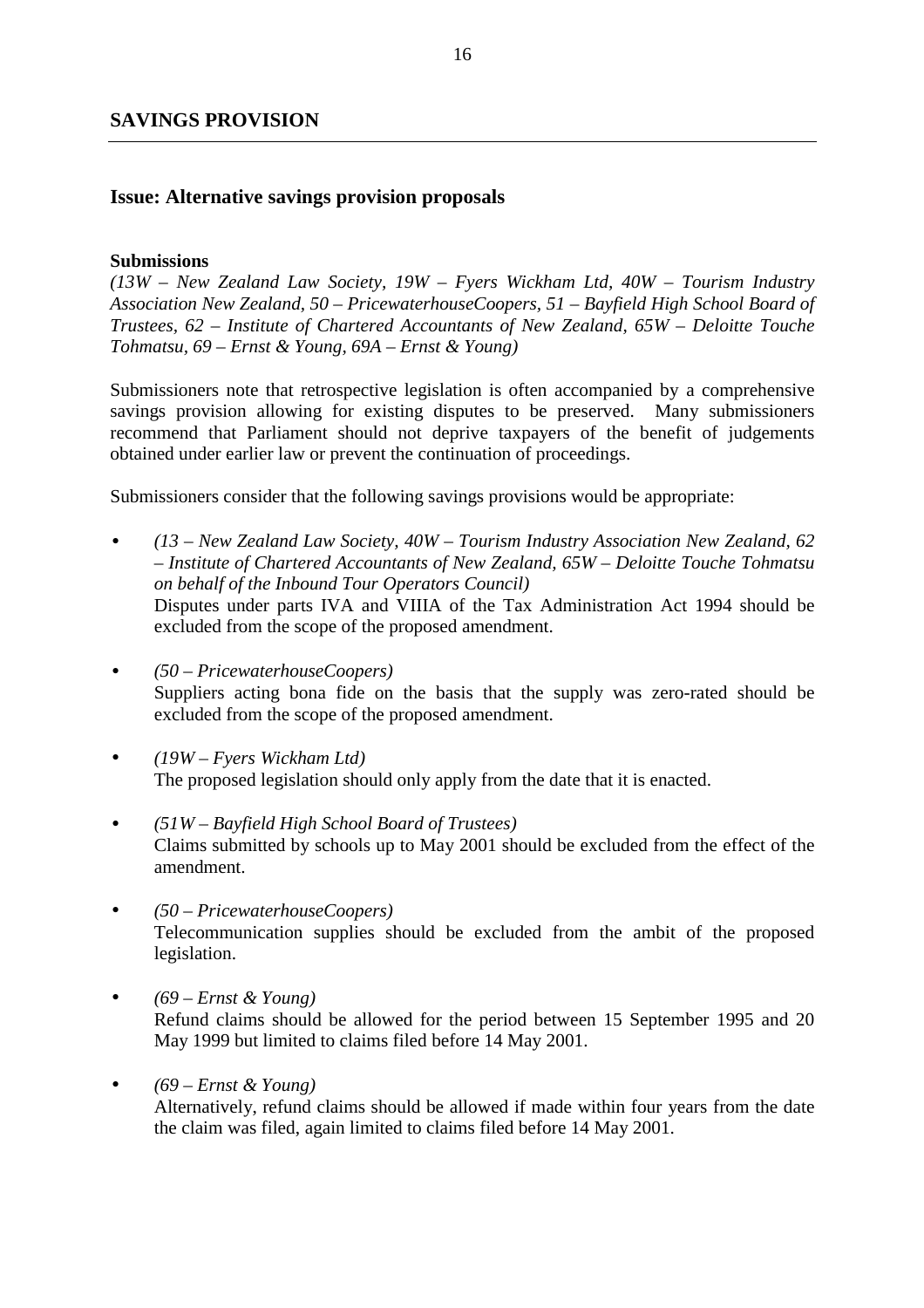## SAVINGS PROVISION

### Issue: Alternative savings provision proposals

**Submissions**

*(13W – New Zealand Law Society, 19W – Fyers Wickham Ltd, 40W – Tourism Industry Association New Zealand, 50 – PricewaterhouseCoopers, 51 – Bayfield High School Board of Trustees, 62 – Institute of Chartered Accountants of New Zealand, 65W – Deloitte Touche Tohmatsu, 69 – Ernst & Young, 69A – Ernst & Young)*

Submissioners note that retrospective legislation is often accompanied by a comprehensive savings provision allowing for existing disputes to be preserved. Many submissioners recommend that Parliament should not deprive taxpayers of the benefit of judgements obtained under earlier law or prevent the continuation of proceedings.

Submissioners consider that the following savings provisions would be appropriate:

- *(13 – New Zealand Law Society, 40W – Tourism Industry Association New Zealand, 62 – Institute of Chartered Accountants of New Zealand, 65W – Deloitte Touche Tohmatsu on behalf of the Inbound Tour Operators Council)*
  Disputes under parts IVA and VIIIA of the Tax Administration Act 1994 should be excluded from the scope of the proposed amendment.

- *(50 – PricewaterhouseCoopers)*
  Suppliers acting bona fide on the basis that the supply was zero-rated should be excluded from the scope of the proposed amendment.

- *(19W – Fyers Wickham Ltd)*
  The proposed legislation should only apply from the date that it is enacted.

- *(51W – Bayfield High School Board of Trustees)*
  Claims submitted by schools up to May 2001 should be excluded from the effect of the amendment.

- *(50 – PricewaterhouseCoopers)*
  Telecommunication supplies should be excluded from the ambit of the proposed legislation.

- *(69 – Ernst & Young)*
  Refund claims should be allowed for the period between 15 September 1995 and 20 May 1999 but limited to claims filed before 14 May 2001.

- *(69 – Ernst & Young)*
  Alternatively, refund claims should be allowed if made within four years from the date the claim was filed, again limited to claims filed before 14 May 2001.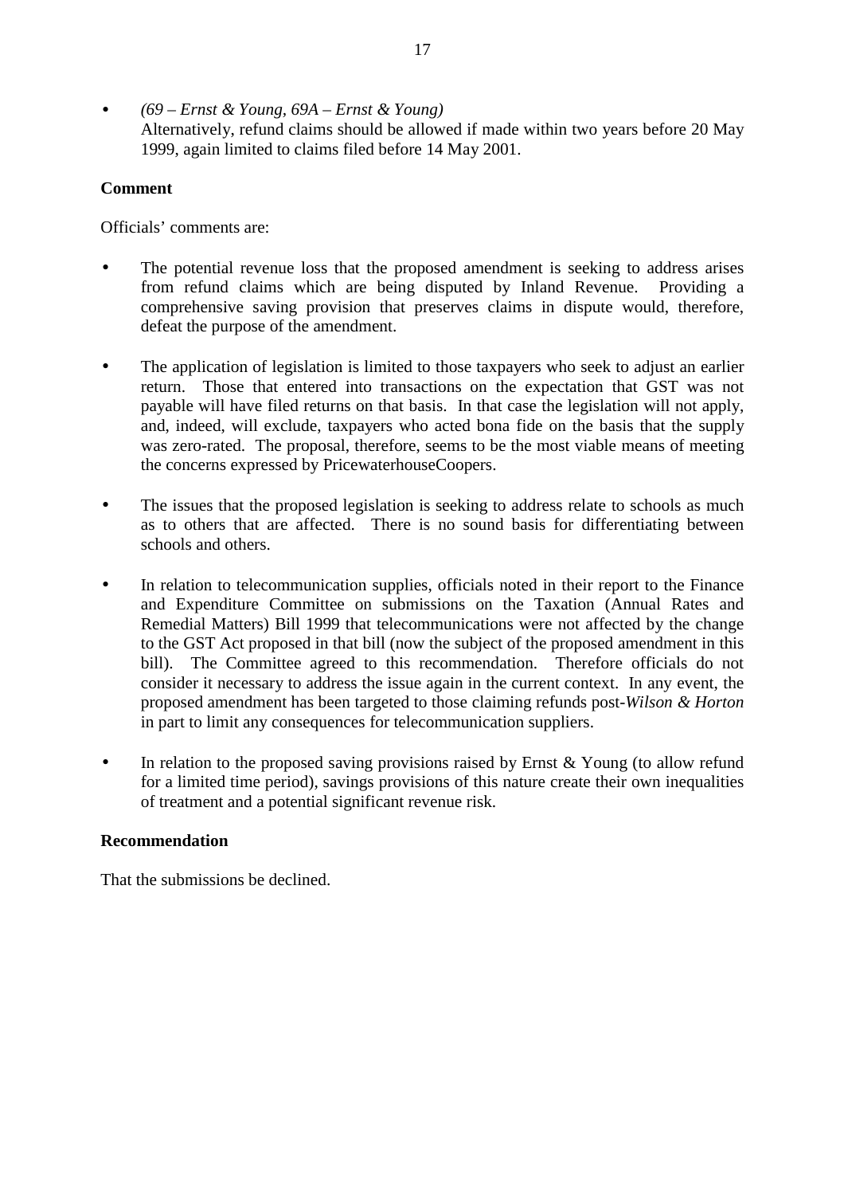- *(69 – Ernst & Young, 69A – Ernst & Young)*
  Alternatively, refund claims should be allowed if made within two years before 20 May 1999, again limited to claims filed before 14 May 2001.

**Comment**

Officials' comments are:

- The potential revenue loss that the proposed amendment is seeking to address arises from refund claims which are being disputed by Inland Revenue. Providing a comprehensive saving provision that preserves claims in dispute would, therefore, defeat the purpose of the amendment.

- The application of legislation is limited to those taxpayers who seek to adjust an earlier return. Those that entered into transactions on the expectation that GST was not payable will have filed returns on that basis. In that case the legislation will not apply, and, indeed, will exclude, taxpayers who acted bona fide on the basis that the supply was zero-rated. The proposal, therefore, seems to be the most viable means of meeting the concerns expressed by PricewaterhouseCoopers.

- The issues that the proposed legislation is seeking to address relate to schools as much as to others that are affected. There is no sound basis for differentiating between schools and others.

- In relation to telecommunication supplies, officials noted in their report to the Finance and Expenditure Committee on submissions on the Taxation (Annual Rates and Remedial Matters) Bill 1999 that telecommunications were not affected by the change to the GST Act proposed in that bill (now the subject of the proposed amendment in this bill). The Committee agreed to this recommendation. Therefore officials do not consider it necessary to address the issue again in the current context. In any event, the proposed amendment has been targeted to those claiming refunds post-*Wilson & Horton* in part to limit any consequences for telecommunication suppliers.

- In relation to the proposed saving provisions raised by Ernst & Young (to allow refund for a limited time period), savings provisions of this nature create their own inequalities of treatment and a potential significant revenue risk.

**Recommendation**

That the submissions be declined.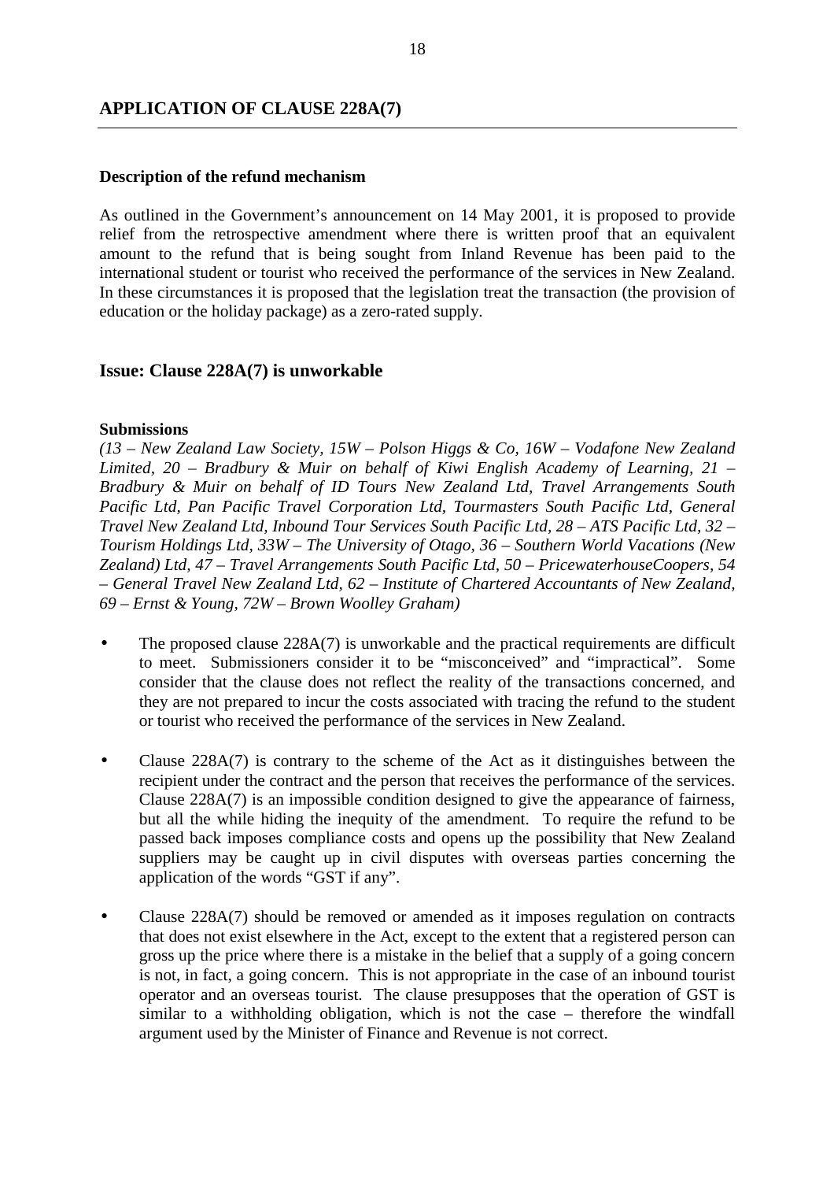## APPLICATION OF CLAUSE 228A(7)

**Description of the refund mechanism**

As outlined in the Government's announcement on 14 May 2001, it is proposed to provide relief from the retrospective amendment where there is written proof that an equivalent amount to the refund that is being sought from Inland Revenue has been paid to the international student or tourist who received the performance of the services in New Zealand. In these circumstances it is proposed that the legislation treat the transaction (the provision of education or the holiday package) as a zero-rated supply.

### Issue: Clause 228A(7) is unworkable

**Submissions**

*(13 – New Zealand Law Society, 15W – Polson Higgs & Co, 16W – Vodafone New Zealand Limited, 20 – Bradbury & Muir on behalf of Kiwi English Academy of Learning, 21 – Bradbury & Muir on behalf of ID Tours New Zealand Ltd, Travel Arrangements South Pacific Ltd, Pan Pacific Travel Corporation Ltd, Tourmasters South Pacific Ltd, General Travel New Zealand Ltd, Inbound Tour Services South Pacific Ltd, 28 – ATS Pacific Ltd, 32 – Tourism Holdings Ltd, 33W – The University of Otago, 36 – Southern World Vacations (New Zealand) Ltd, 47 – Travel Arrangements South Pacific Ltd, 50 – PricewaterhouseCoopers, 54 – General Travel New Zealand Ltd, 62 – Institute of Chartered Accountants of New Zealand, 69 – Ernst & Young, 72W – Brown Woolley Graham)*

- The proposed clause 228A(7) is unworkable and the practical requirements are difficult to meet. Submissioners consider it to be "misconceived" and "impractical". Some consider that the clause does not reflect the reality of the transactions concerned, and they are not prepared to incur the costs associated with tracing the refund to the student or tourist who received the performance of the services in New Zealand.

- Clause 228A(7) is contrary to the scheme of the Act as it distinguishes between the recipient under the contract and the person that receives the performance of the services. Clause 228A(7) is an impossible condition designed to give the appearance of fairness, but all the while hiding the inequity of the amendment. To require the refund to be passed back imposes compliance costs and opens up the possibility that New Zealand suppliers may be caught up in civil disputes with overseas parties concerning the application of the words "GST if any".

- Clause 228A(7) should be removed or amended as it imposes regulation on contracts that does not exist elsewhere in the Act, except to the extent that a registered person can gross up the price where there is a mistake in the belief that a supply of a going concern is not, in fact, a going concern. This is not appropriate in the case of an inbound tourist operator and an overseas tourist. The clause presupposes that the operation of GST is similar to a withholding obligation, which is not the case – therefore the windfall argument used by the Minister of Finance and Revenue is not correct.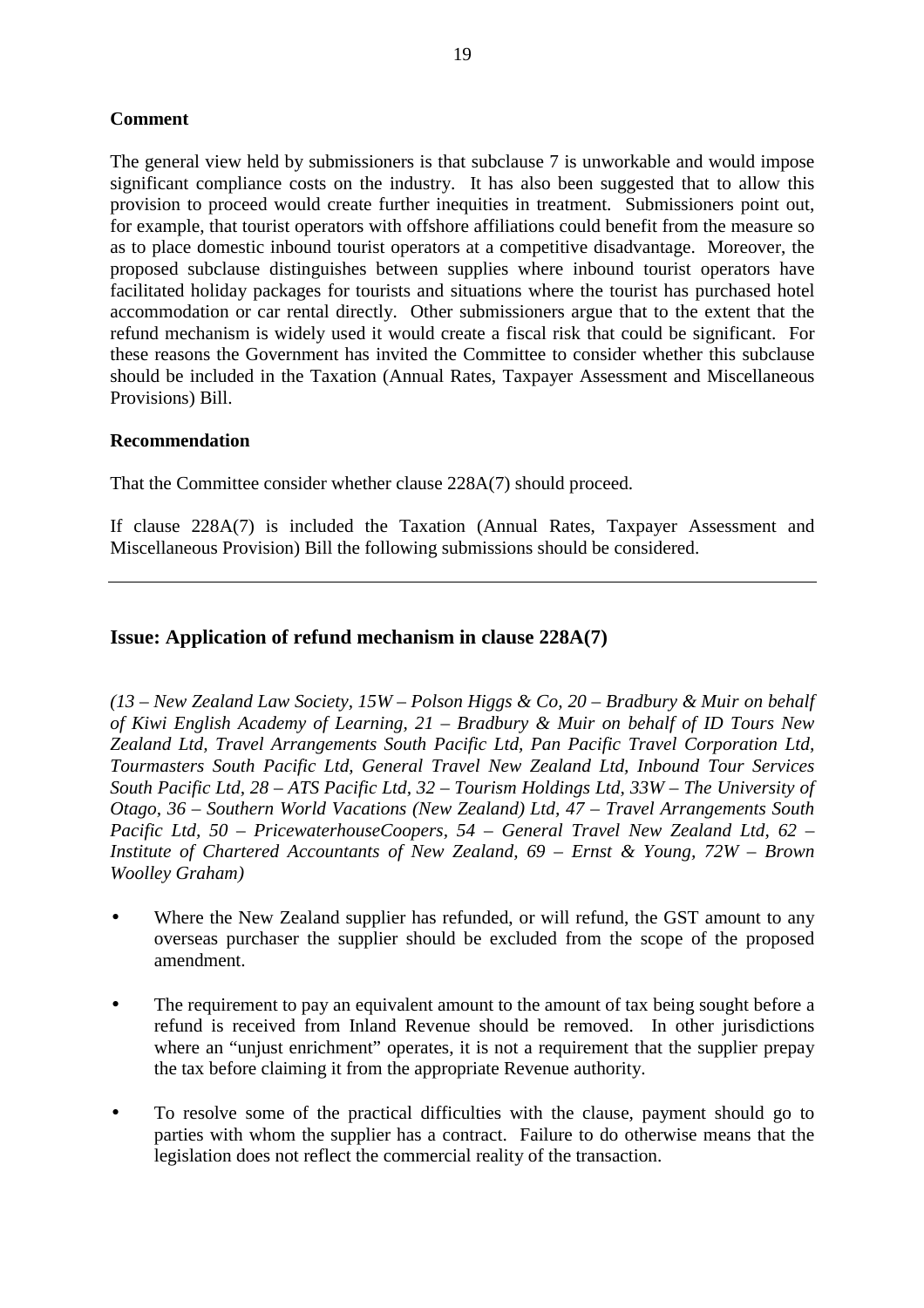**Comment**

The general view held by submissioners is that subclause 7 is unworkable and would impose significant compliance costs on the industry. It has also been suggested that to allow this provision to proceed would create further inequities in treatment. Submissioners point out, for example, that tourist operators with offshore affiliations could benefit from the measure so as to place domestic inbound tourist operators at a competitive disadvantage. Moreover, the proposed subclause distinguishes between supplies where inbound tourist operators have facilitated holiday packages for tourists and situations where the tourist has purchased hotel accommodation or car rental directly. Other submissioners argue that to the extent that the refund mechanism is widely used it would create a fiscal risk that could be significant. For these reasons the Government has invited the Committee to consider whether this subclause should be included in the Taxation (Annual Rates, Taxpayer Assessment and Miscellaneous Provisions) Bill.

**Recommendation**

That the Committee consider whether clause 228A(7) should proceed.

If clause 228A(7) is included the Taxation (Annual Rates, Taxpayer Assessment and Miscellaneous Provision) Bill the following submissions should be considered.

---

## Issue: Application of refund mechanism in clause 228A(7)

*(13 – New Zealand Law Society, 15W – Polson Higgs & Co, 20 – Bradbury & Muir on behalf of Kiwi English Academy of Learning, 21 – Bradbury & Muir on behalf of ID Tours New Zealand Ltd, Travel Arrangements South Pacific Ltd, Pan Pacific Travel Corporation Ltd, Tourmasters South Pacific Ltd, General Travel New Zealand Ltd, Inbound Tour Services South Pacific Ltd, 28 – ATS Pacific Ltd, 32 – Tourism Holdings Ltd, 33W – The University of Otago, 36 – Southern World Vacations (New Zealand) Ltd, 47 – Travel Arrangements South Pacific Ltd, 50 – PricewaterhouseCoopers, 54 – General Travel New Zealand Ltd, 62 – Institute of Chartered Accountants of New Zealand, 69 – Ernst & Young, 72W – Brown Woolley Graham)*

- Where the New Zealand supplier has refunded, or will refund, the GST amount to any overseas purchaser the supplier should be excluded from the scope of the proposed amendment.

- The requirement to pay an equivalent amount to the amount of tax being sought before a refund is received from Inland Revenue should be removed. In other jurisdictions where an "unjust enrichment" operates, it is not a requirement that the supplier prepay the tax before claiming it from the appropriate Revenue authority.

- To resolve some of the practical difficulties with the clause, payment should go to parties with whom the supplier has a contract. Failure to do otherwise means that the legislation does not reflect the commercial reality of the transaction.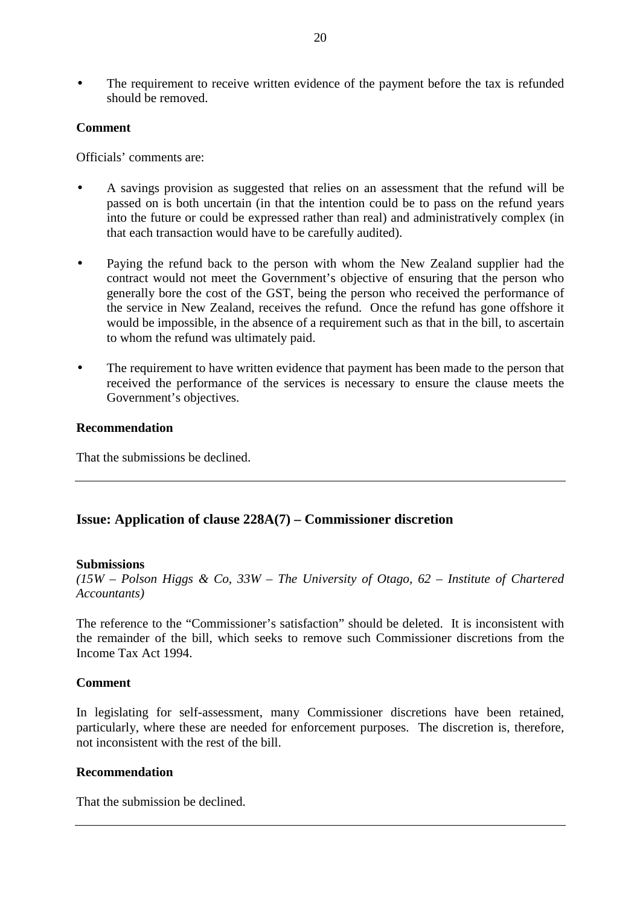- The requirement to receive written evidence of the payment before the tax is refunded should be removed.

**Comment**

Officials' comments are:

- A savings provision as suggested that relies on an assessment that the refund will be passed on is both uncertain (in that the intention could be to pass on the refund years into the future or could be expressed rather than real) and administratively complex (in that each transaction would have to be carefully audited).

- Paying the refund back to the person with whom the New Zealand supplier had the contract would not meet the Government's objective of ensuring that the person who generally bore the cost of the GST, being the person who received the performance of the service in New Zealand, receives the refund. Once the refund has gone offshore it would be impossible, in the absence of a requirement such as that in the bill, to ascertain to whom the refund was ultimately paid.

- The requirement to have written evidence that payment has been made to the person that received the performance of the services is necessary to ensure the clause meets the Government's objectives.

**Recommendation**

That the submissions be declined.

---

## Issue: Application of clause 228A(7) – Commissioner discretion

**Submissions**
*(15W – Polson Higgs & Co, 33W – The University of Otago, 62 – Institute of Chartered Accountants)*

The reference to the "Commissioner's satisfaction" should be deleted. It is inconsistent with the remainder of the bill, which seeks to remove such Commissioner discretions from the Income Tax Act 1994.

**Comment**

In legislating for self-assessment, many Commissioner discretions have been retained, particularly, where these are needed for enforcement purposes. The discretion is, therefore, not inconsistent with the rest of the bill.

**Recommendation**

That the submission be declined.

---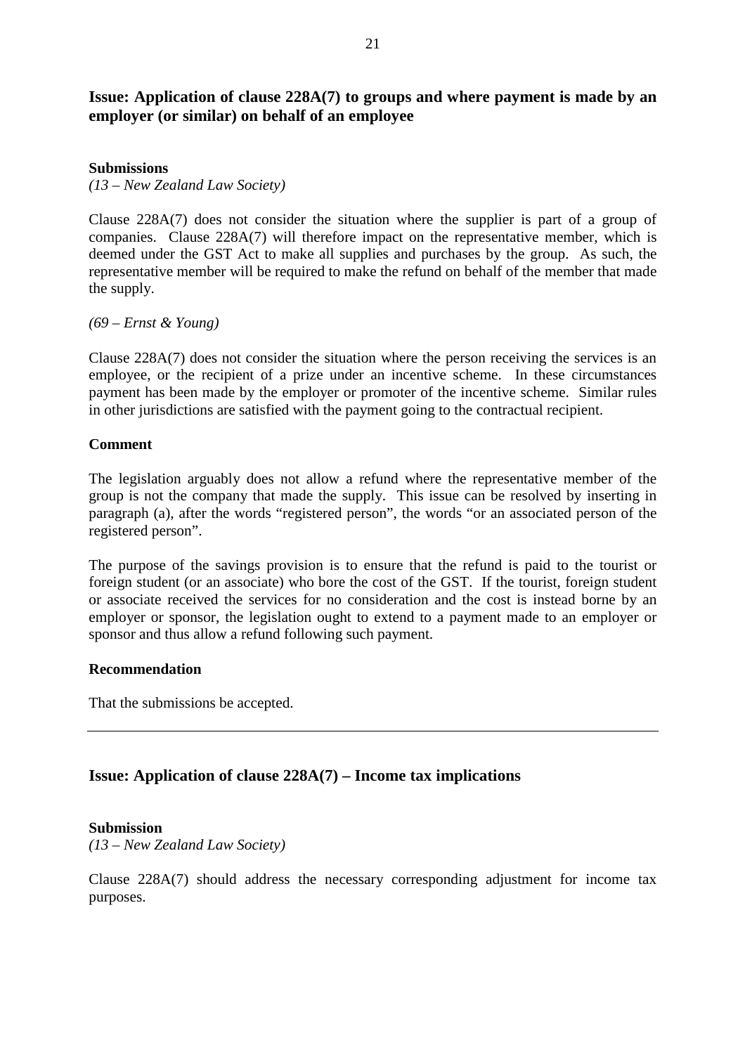## Issue: Application of clause 228A(7) to groups and where payment is made by an employer (or similar) on behalf of an employee

### Submissions

*(13 – New Zealand Law Society)*

Clause 228A(7) does not consider the situation where the supplier is part of a group of companies. Clause 228A(7) will therefore impact on the representative member, which is deemed under the GST Act to make all supplies and purchases by the group. As such, the representative member will be required to make the refund on behalf of the member that made the supply.

*(69 – Ernst & Young)*

Clause 228A(7) does not consider the situation where the person receiving the services is an employee, or the recipient of a prize under an incentive scheme. In these circumstances payment has been made by the employer or promoter of the incentive scheme. Similar rules in other jurisdictions are satisfied with the payment going to the contractual recipient.

### Comment

The legislation arguably does not allow a refund where the representative member of the group is not the company that made the supply. This issue can be resolved by inserting in paragraph (a), after the words "registered person", the words "or an associated person of the registered person".

The purpose of the savings provision is to ensure that the refund is paid to the tourist or foreign student (or an associate) who bore the cost of the GST. If the tourist, foreign student or associate received the services for no consideration and the cost is instead borne by an employer or sponsor, the legislation ought to extend to a payment made to an employer or sponsor and thus allow a refund following such payment.

### Recommendation

That the submissions be accepted.

---

## Issue: Application of clause 228A(7) – Income tax implications

### Submission

*(13 – New Zealand Law Society)*

Clause 228A(7) should address the necessary corresponding adjustment for income tax purposes.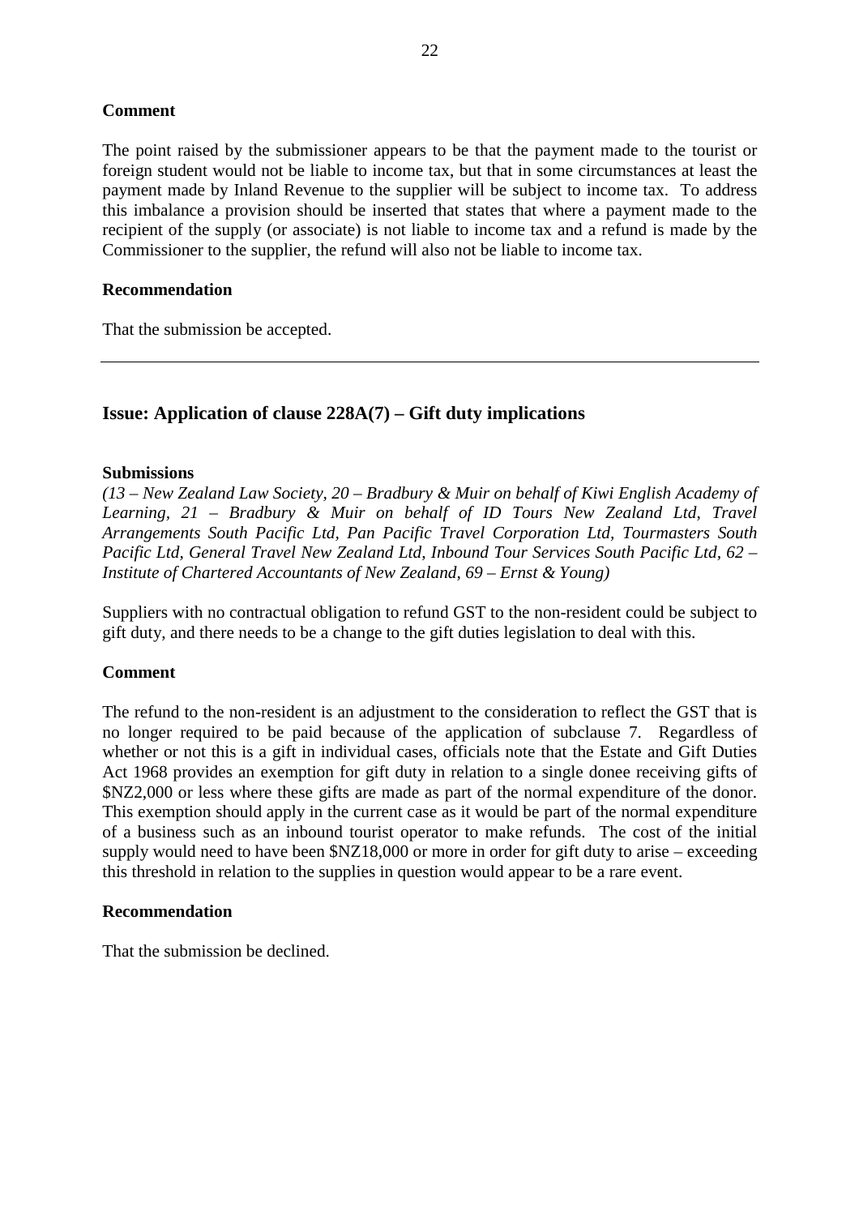**Comment**

The point raised by the submissioner appears to be that the payment made to the tourist or foreign student would not be liable to income tax, but that in some circumstances at least the payment made by Inland Revenue to the supplier will be subject to income tax. To address this imbalance a provision should be inserted that states that where a payment made to the recipient of the supply (or associate) is not liable to income tax and a refund is made by the Commissioner to the supplier, the refund will also not be liable to income tax.

**Recommendation**

That the submission be accepted.

---

## Issue: Application of clause 228A(7) – Gift duty implications

**Submissions**

*(13 – New Zealand Law Society, 20 – Bradbury & Muir on behalf of Kiwi English Academy of Learning, 21 – Bradbury & Muir on behalf of ID Tours New Zealand Ltd, Travel Arrangements South Pacific Ltd, Pan Pacific Travel Corporation Ltd, Tourmasters South Pacific Ltd, General Travel New Zealand Ltd, Inbound Tour Services South Pacific Ltd, 62 – Institute of Chartered Accountants of New Zealand, 69 – Ernst & Young)*

Suppliers with no contractual obligation to refund GST to the non-resident could be subject to gift duty, and there needs to be a change to the gift duties legislation to deal with this.

**Comment**

The refund to the non-resident is an adjustment to the consideration to reflect the GST that is no longer required to be paid because of the application of subclause 7. Regardless of whether or not this is a gift in individual cases, officials note that the Estate and Gift Duties Act 1968 provides an exemption for gift duty in relation to a single donee receiving gifts of $NZ2,000 or less where these gifts are made as part of the normal expenditure of the donor. This exemption should apply in the current case as it would be part of the normal expenditure of a business such as an inbound tourist operator to make refunds. The cost of the initial supply would need to have been $NZ18,000 or more in order for gift duty to arise – exceeding this threshold in relation to the supplies in question would appear to be a rare event.

**Recommendation**

That the submission be declined.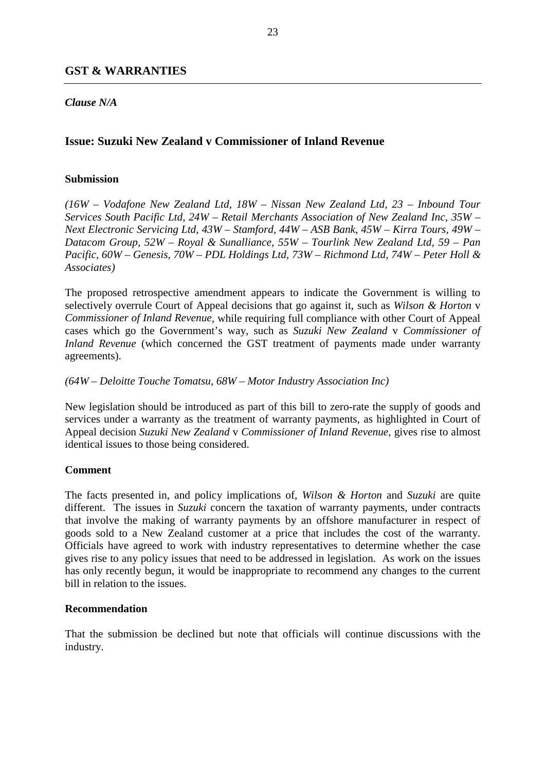## GST & WARRANTIES

*Clause N/A*

### Issue: Suzuki New Zealand v Commissioner of Inland Revenue

**Submission**

*(16W – Vodafone New Zealand Ltd, 18W – Nissan New Zealand Ltd, 23 – Inbound Tour Services South Pacific Ltd, 24W – Retail Merchants Association of New Zealand Inc, 35W – Next Electronic Servicing Ltd, 43W – Stamford, 44W – ASB Bank, 45W – Kirra Tours, 49W – Datacom Group, 52W – Royal & Sunalliance, 55W – Tourlink New Zealand Ltd, 59 – Pan Pacific, 60W – Genesis, 70W – PDL Holdings Ltd, 73W – Richmond Ltd, 74W – Peter Holl & Associates)*

The proposed retrospective amendment appears to indicate the Government is willing to selectively overrule Court of Appeal decisions that go against it, such as *Wilson & Horton* v *Commissioner of Inland Revenue*, while requiring full compliance with other Court of Appeal cases which go the Government's way, such as *Suzuki New Zealand* v *Commissioner of Inland Revenue* (which concerned the GST treatment of payments made under warranty agreements).

*(64W – Deloitte Touche Tomatsu, 68W – Motor Industry Association Inc)*

New legislation should be introduced as part of this bill to zero-rate the supply of goods and services under a warranty as the treatment of warranty payments, as highlighted in Court of Appeal decision *Suzuki New Zealand* v *Commissioner of Inland Revenue*, gives rise to almost identical issues to those being considered.

**Comment**

The facts presented in, and policy implications of, *Wilson & Horton* and *Suzuki* are quite different. The issues in *Suzuki* concern the taxation of warranty payments, under contracts that involve the making of warranty payments by an offshore manufacturer in respect of goods sold to a New Zealand customer at a price that includes the cost of the warranty. Officials have agreed to work with industry representatives to determine whether the case gives rise to any policy issues that need to be addressed in legislation. As work on the issues has only recently begun, it would be inappropriate to recommend any changes to the current bill in relation to the issues.

**Recommendation**

That the submission be declined but note that officials will continue discussions with the industry.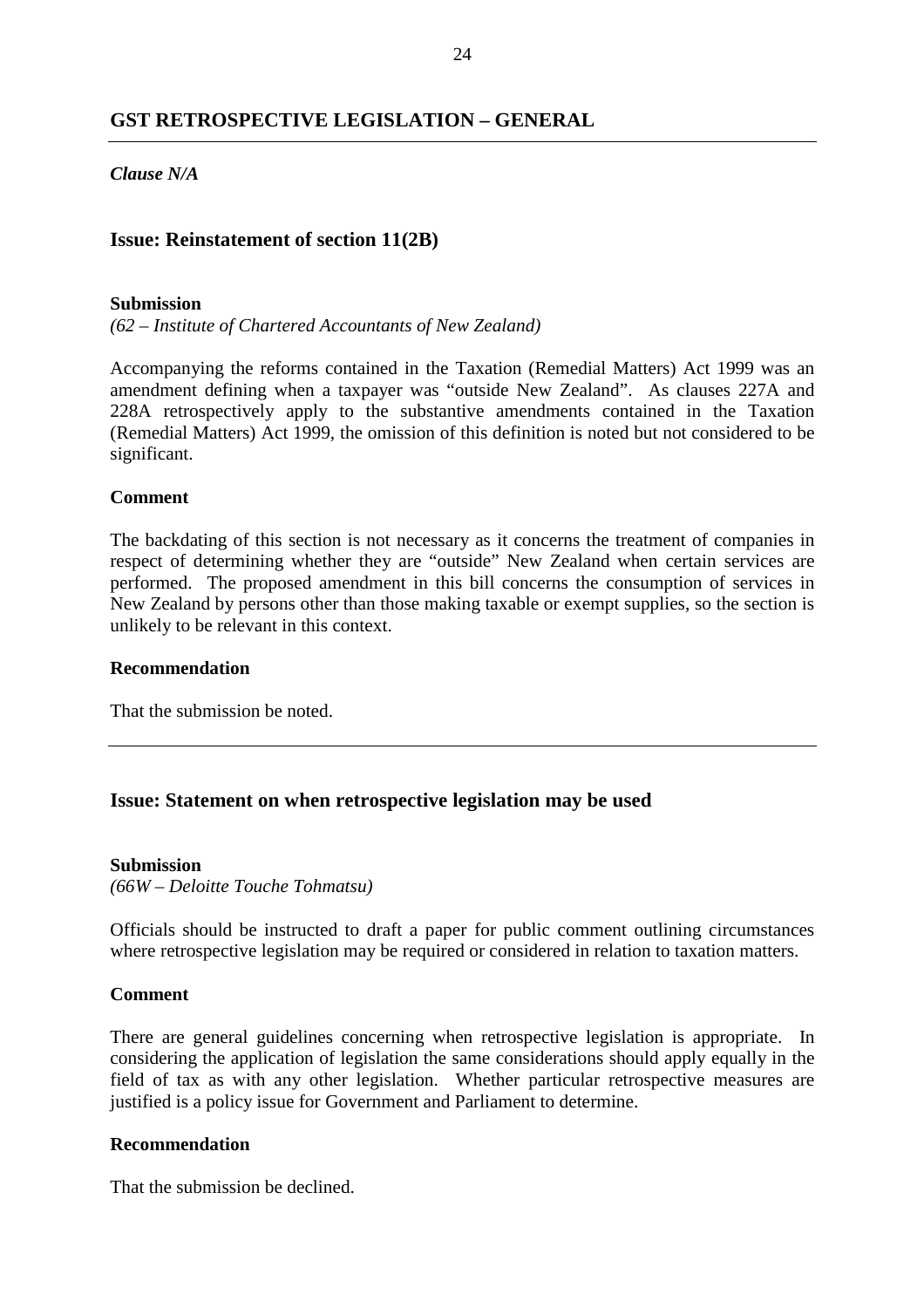## GST RETROSPECTIVE LEGISLATION – GENERAL

***Clause N/A***

### Issue: Reinstatement of section 11(2B)

**Submission**

*(62 – Institute of Chartered Accountants of New Zealand)*

Accompanying the reforms contained in the Taxation (Remedial Matters) Act 1999 was an amendment defining when a taxpayer was "outside New Zealand". As clauses 227A and 228A retrospectively apply to the substantive amendments contained in the Taxation (Remedial Matters) Act 1999, the omission of this definition is noted but not considered to be significant.

**Comment**

The backdating of this section is not necessary as it concerns the treatment of companies in respect of determining whether they are "outside" New Zealand when certain services are performed. The proposed amendment in this bill concerns the consumption of services in New Zealand by persons other than those making taxable or exempt supplies, so the section is unlikely to be relevant in this context.

**Recommendation**

That the submission be noted.

---

### Issue: Statement on when retrospective legislation may be used

**Submission**

*(66W – Deloitte Touche Tohmatsu)*

Officials should be instructed to draft a paper for public comment outlining circumstances where retrospective legislation may be required or considered in relation to taxation matters.

**Comment**

There are general guidelines concerning when retrospective legislation is appropriate. In considering the application of legislation the same considerations should apply equally in the field of tax as with any other legislation. Whether particular retrospective measures are justified is a policy issue for Government and Parliament to determine.

**Recommendation**

That the submission be declined.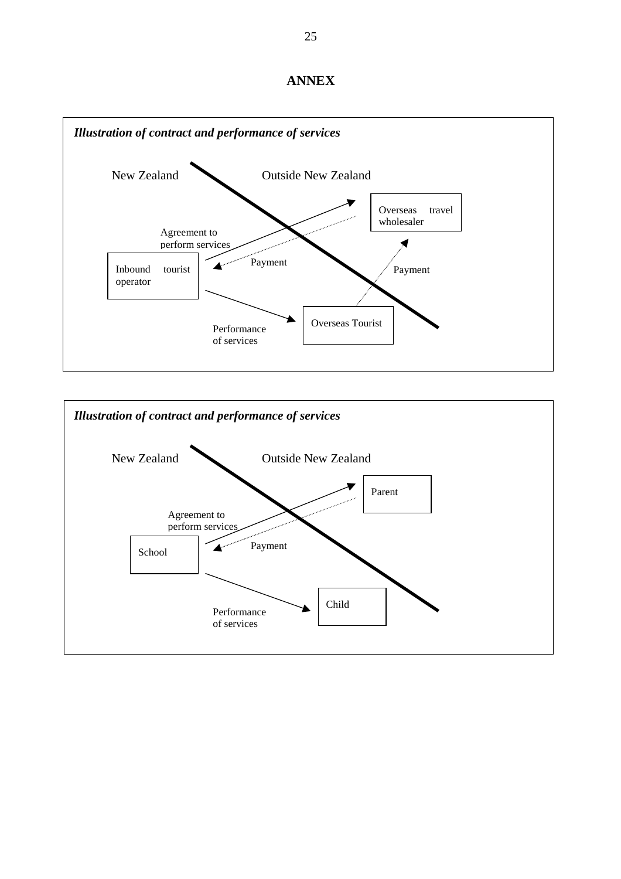# ANNEX

*Illustration of contract and performance of services*

New Zealand

Outside New Zealand

Overseas travel wholesaler

Agreement to perform services

Inbound tourist operator

Payment

Payment

Overseas Tourist

Performance of services

*Illustration of contract and performance of services*

New Zealand

Outside New Zealand

Parent

Agreement to perform services

School

Payment

Child

Performance of services